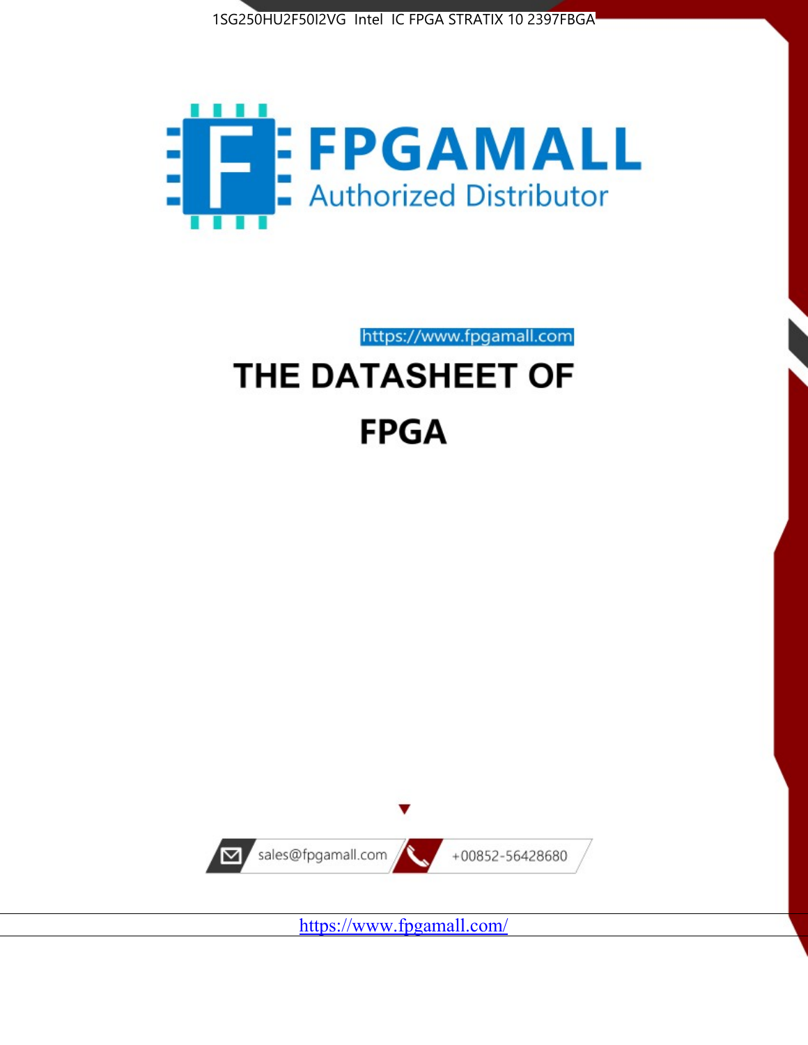1SG250HU2F50I2VG Intel IC FPGA STRATIX 10 2397FBGA

FPGAMALL

Authorized Distributor

https://www.fpgamall.com

# THE DATASHEET OF

# FPGA

sales@fpgamall.com

+00852-56428680

https://www.fpgamall.com/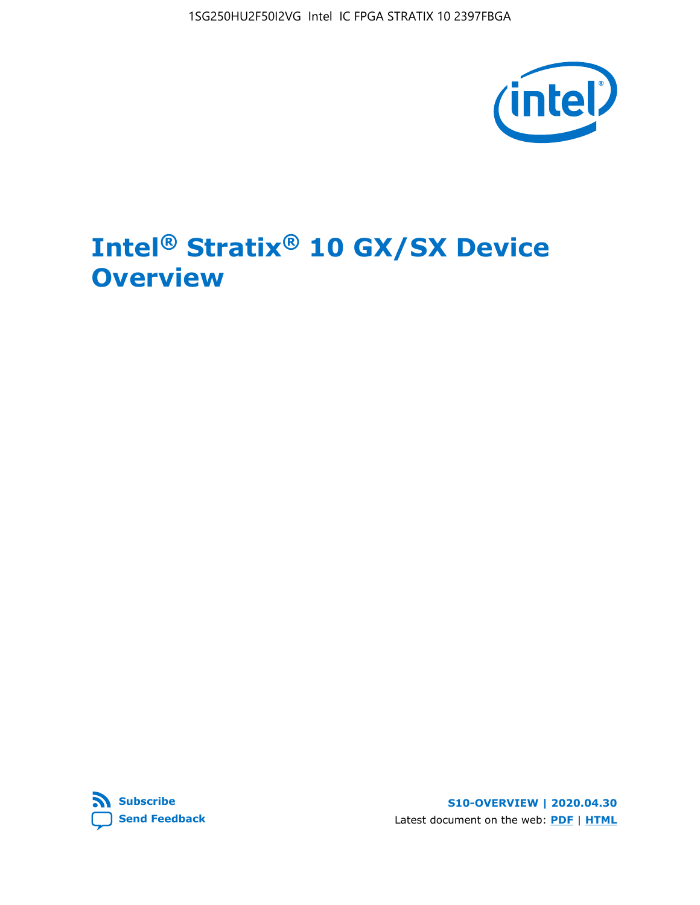# Intel® Stratix® 10 GX/SX Device Overview

Subscribe

Send Feedback

S10-OVERVIEW | 2020.04.30

Latest document on the web: PDF | HTML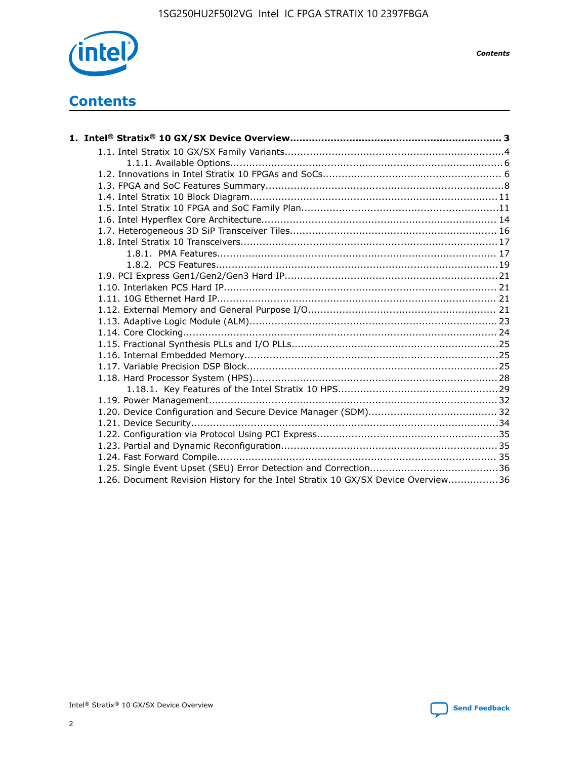# Contents

**1. Intel® Stratix® 10 GX/SX Device Overview.................................................................... 3**

- 1.1. Intel Stratix 10 GX/SX Family Variants......................................................................4
    - 1.1.1. Available Options.......................................................................................6
- 1.2. Innovations in Intel Stratix 10 FPGAs and SoCs......................................................... 6
- 1.3. FPGA and SoC Features Summary............................................................................8
- 1.4. Intel Stratix 10 Block Diagram............................................................................... 11
- 1.5. Intel Stratix 10 FPGA and SoC Family Plan...............................................................11
- 1.6. Intel Hyperflex Core Architecture........................................................................... 14
- 1.7. Heterogeneous 3D SiP Transceiver Tiles................................................................. 16
- 1.8. Intel Stratix 10 Transceivers................................................................................. 17
    - 1.8.1. PMA Features......................................................................................... 17
    - 1.8.2. PCS Features..........................................................................................19
- 1.9. PCI Express Gen1/Gen2/Gen3 Hard IP...................................................................21
- 1.10. Interlaken PCS Hard IP....................................................................................... 21
- 1.11. 10G Ethernet Hard IP......................................................................................... 21
- 1.12. External Memory and General Purpose I/O............................................................ 21
- 1.13. Adaptive Logic Module (ALM)............................................................................... 23
- 1.14. Core Clocking.................................................................................................... 24
- 1.15. Fractional Synthesis PLLs and I/O PLLs.................................................................25
- 1.16. Internal Embedded Memory.................................................................................25
- 1.17. Variable Precision DSP Block................................................................................25
- 1.18. Hard Processor System (HPS)..............................................................................28
    - 1.18.1. Key Features of the Intel Stratix 10 HPS..................................................29
- 1.19. Power Management........................................................................................... 32
- 1.20. Device Configuration and Secure Device Manager (SDM)......................................... 32
- 1.21. Device Security..................................................................................................34
- 1.22. Configuration via Protocol Using PCI Express..........................................................35
- 1.23. Partial and Dynamic Reconfiguration.................................................................... 35
- 1.24. Fast Forward Compile......................................................................................... 35
- 1.25. Single Event Upset (SEU) Error Detection and Correction.........................................36
- 1.26. Document Revision History for the Intel Stratix 10 GX/SX Device Overview................36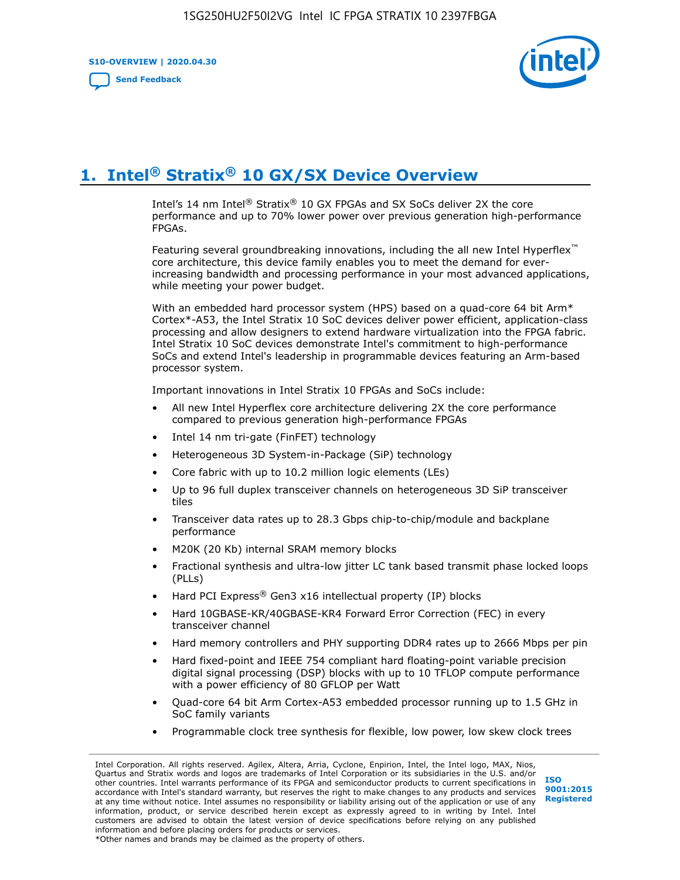# 1. Intel® Stratix® 10 GX/SX Device Overview

Intel's 14 nm Intel® Stratix® 10 GX FPGAs and SX SoCs deliver 2X the core performance and up to 70% lower power over previous generation high-performance FPGAs.

Featuring several groundbreaking innovations, including the all new Intel Hyperflex™ core architecture, this device family enables you to meet the demand for ever-increasing bandwidth and processing performance in your most advanced applications, while meeting your power budget.

With an embedded hard processor system (HPS) based on a quad-core 64 bit Arm* Cortex*-A53, the Intel Stratix 10 SoC devices deliver power efficient, application-class processing and allow designers to extend hardware virtualization into the FPGA fabric. Intel Stratix 10 SoC devices demonstrate Intel's commitment to high-performance SoCs and extend Intel's leadership in programmable devices featuring an Arm-based processor system.

Important innovations in Intel Stratix 10 FPGAs and SoCs include:

- All new Intel Hyperflex core architecture delivering 2X the core performance compared to previous generation high-performance FPGAs
- Intel 14 nm tri-gate (FinFET) technology
- Heterogeneous 3D System-in-Package (SiP) technology
- Core fabric with up to 10.2 million logic elements (LEs)
- Up to 96 full duplex transceiver channels on heterogeneous 3D SiP transceiver tiles
- Transceiver data rates up to 28.3 Gbps chip-to-chip/module and backplane performance
- M20K (20 Kb) internal SRAM memory blocks
- Fractional synthesis and ultra-low jitter LC tank based transmit phase locked loops (PLLs)
- Hard PCI Express® Gen3 x16 intellectual property (IP) blocks
- Hard 10GBASE-KR/40GBASE-KR4 Forward Error Correction (FEC) in every transceiver channel
- Hard memory controllers and PHY supporting DDR4 rates up to 2666 Mbps per pin
- Hard fixed-point and IEEE 754 compliant hard floating-point variable precision digital signal processing (DSP) blocks with up to 10 TFLOP compute performance with a power efficiency of 80 GFLOP per Watt
- Quad-core 64 bit Arm Cortex-A53 embedded processor running up to 1.5 GHz in SoC family variants
- Programmable clock tree synthesis for flexible, low power, low skew clock trees

Intel Corporation. All rights reserved. Agilex, Altera, Arria, Cyclone, Enpirion, Intel, the Intel logo, MAX, Nios, Quartus and Stratix words and logos are trademarks of Intel Corporation or its subsidiaries in the U.S. and/or other countries. Intel warrants performance of its FPGA and semiconductor products to current specifications in accordance with Intel's standard warranty, but reserves the right to make changes to any products and services at any time without notice. Intel assumes no responsibility or liability arising out of the application or use of any information, product, or service described herein except as expressly agreed to in writing by Intel. Intel customers are advised to obtain the latest version of device specifications before relying on any published information and before placing orders for products or services.
*Other names and brands may be claimed as the property of others.

ISO 9001:2015 Registered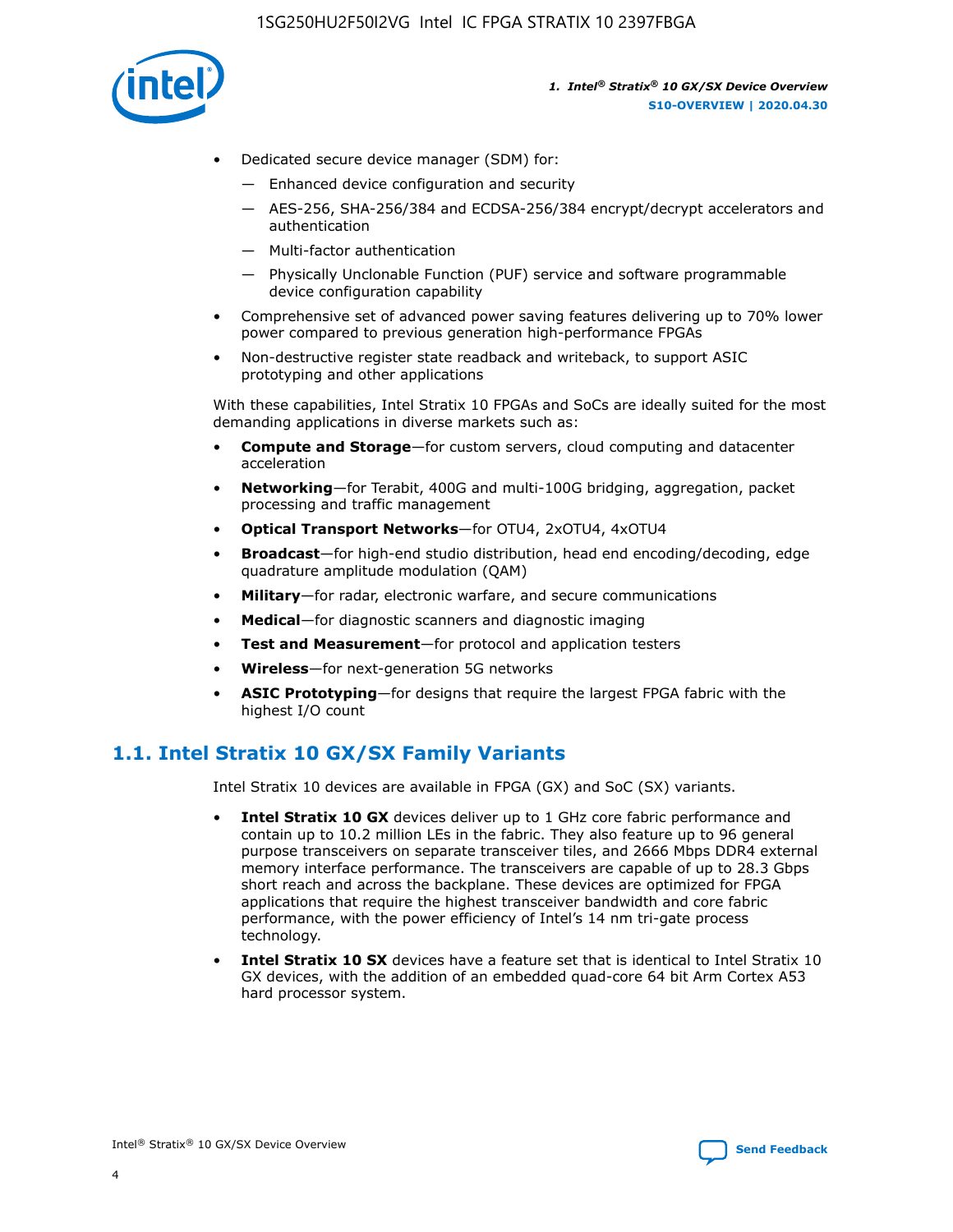- Dedicated secure device manager (SDM) for:
  - — Enhanced device configuration and security
  - — AES-256, SHA-256/384 and ECDSA-256/384 encrypt/decrypt accelerators and authentication
  - — Multi-factor authentication
  - — Physically Unclonable Function (PUF) service and software programmable device configuration capability
- Comprehensive set of advanced power saving features delivering up to 70% lower power compared to previous generation high-performance FPGAs
- Non-destructive register state readback and writeback, to support ASIC prototyping and other applications

With these capabilities, Intel Stratix 10 FPGAs and SoCs are ideally suited for the most demanding applications in diverse markets such as:

- **Compute and Storage**—for custom servers, cloud computing and datacenter acceleration
- **Networking**—for Terabit, 400G and multi-100G bridging, aggregation, packet processing and traffic management
- **Optical Transport Networks**—for OTU4, 2xOTU4, 4xOTU4
- **Broadcast**—for high-end studio distribution, head end encoding/decoding, edge quadrature amplitude modulation (QAM)
- **Military**—for radar, electronic warfare, and secure communications
- **Medical**—for diagnostic scanners and diagnostic imaging
- **Test and Measurement**—for protocol and application testers
- **Wireless**—for next-generation 5G networks
- **ASIC Prototyping**—for designs that require the largest FPGA fabric with the highest I/O count

## 1.1. Intel Stratix 10 GX/SX Family Variants

Intel Stratix 10 devices are available in FPGA (GX) and SoC (SX) variants.

- **Intel Stratix 10 GX** devices deliver up to 1 GHz core fabric performance and contain up to 10.2 million LEs in the fabric. They also feature up to 96 general purpose transceivers on separate transceiver tiles, and 2666 Mbps DDR4 external memory interface performance. The transceivers are capable of up to 28.3 Gbps short reach and across the backplane. These devices are optimized for FPGA applications that require the highest transceiver bandwidth and core fabric performance, with the power efficiency of Intel's 14 nm tri-gate process technology.
- **Intel Stratix 10 SX** devices have a feature set that is identical to Intel Stratix 10 GX devices, with the addition of an embedded quad-core 64 bit Arm Cortex A53 hard processor system.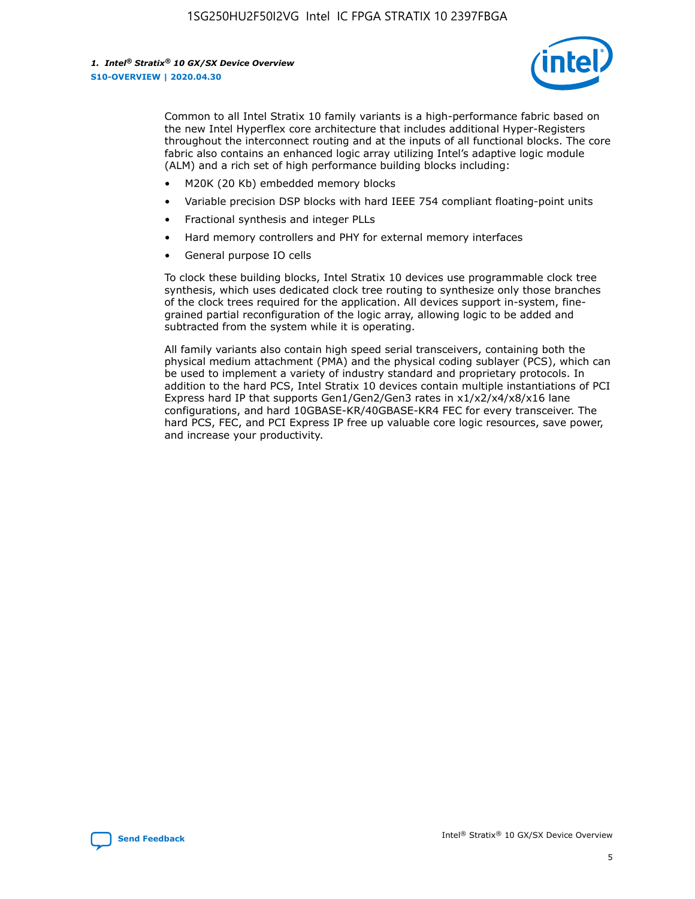Common to all Intel Stratix 10 family variants is a high-performance fabric based on the new Intel Hyperflex core architecture that includes additional Hyper-Registers throughout the interconnect routing and at the inputs of all functional blocks. The core fabric also contains an enhanced logic array utilizing Intel's adaptive logic module (ALM) and a rich set of high performance building blocks including:

- M20K (20 Kb) embedded memory blocks
- Variable precision DSP blocks with hard IEEE 754 compliant floating-point units
- Fractional synthesis and integer PLLs
- Hard memory controllers and PHY for external memory interfaces
- General purpose IO cells

To clock these building blocks, Intel Stratix 10 devices use programmable clock tree synthesis, which uses dedicated clock tree routing to synthesize only those branches of the clock trees required for the application. All devices support in-system, fine-grained partial reconfiguration of the logic array, allowing logic to be added and subtracted from the system while it is operating.

All family variants also contain high speed serial transceivers, containing both the physical medium attachment (PMA) and the physical coding sublayer (PCS), which can be used to implement a variety of industry standard and proprietary protocols. In addition to the hard PCS, Intel Stratix 10 devices contain multiple instantiations of PCI Express hard IP that supports Gen1/Gen2/Gen3 rates in x1/x2/x4/x8/x16 lane configurations, and hard 10GBASE-KR/40GBASE-KR4 FEC for every transceiver. The hard PCS, FEC, and PCI Express IP free up valuable core logic resources, save power, and increase your productivity.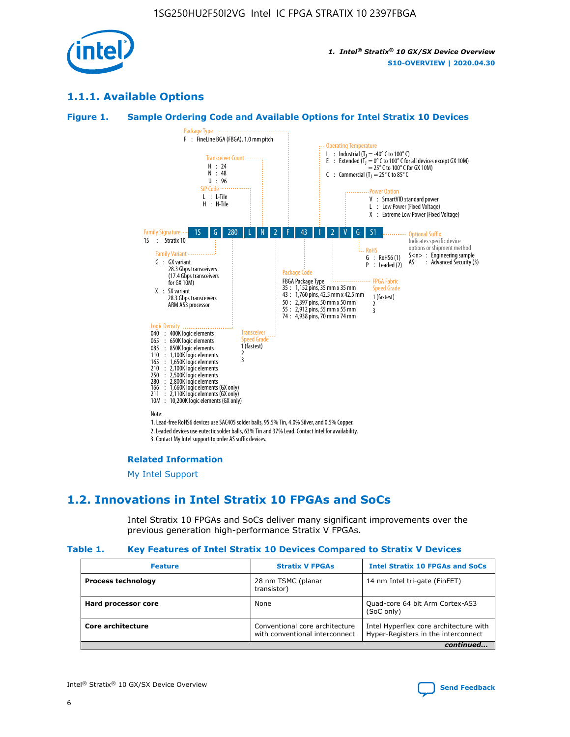## 1.1.1. Available Options

**Figure 1. Sample Ordering Code and Available Options for Intel Stratix 10 Devices**

| 1S | G | 280 | L | N | 2 | F | 43 | I | 2 | V | G | S1 |
|---|---|---|---|---|---|---|---|---|---|---|---|---|

**Family Signature**
1S : Stratix 10

**Family Variant**
G : GX variant
28.3 Gbps transceivers
(17.4 Gbps transceivers for GX 10M)
X : SX variant
28.3 Gbps transceivers
ARM A53 processor

**Logic Density**
040 : 400K logic elements
065 : 650K logic elements
085 : 850K logic elements
110 : 1,100K logic elements
165 : 1,650K logic elements
210 : 2,100K logic elements
250 : 2,500K logic elements
280 : 2,800K logic elements
166 : 1,660K logic elements (GX only)
211 : 2,110K logic elements (GX only)
10M : 10,200K logic elements (GX only)

**SiP Code**
L : L-Tile
H : H-Tile

**Transceiver Count**
H : 24
N : 48
U : 96

**Transceiver Speed Grade**
1 (fastest)
2
3

**Package Type**
F : FineLine BGA (FBGA), 1.0 mm pitch

**Package Code**
FBGA Package Type
35 : 1,152 pins, 35 mm x 35 mm
43 : 1,760 pins, 42.5 mm x 42.5 mm
50 : 2,397 pins, 50 mm x 50 mm
55 : 2,912 pins, 55 mm x 55 mm
74 : 4,938 pins, 70 mm x 74 mm

**Operating Temperature**
I : Industrial ($T_J$ = -40° C to 100° C)
E : Extended ($T_J$ = 0° C to 100° C for all devices except GX 10M)
= 25° C to 100° C for GX 10M)
C : Commercial ($T_J$ = 25° C to 85° C

**FPGA Fabric Speed Grade**
1 (fastest)
2
3

**Power Option**
V : SmartVID standard power
L : Low Power (Fixed Voltage)
X : Extreme Low Power (Fixed Voltage)

**RoHS**
G : RoHS6 (1)
P : Leaded (2)

**Optional Suffix**
Indicates specific device options or shipment method
S<n> : Engineering sample
AS : Advanced Security (3)

Note:
1. Lead-free RoHS6 devices use SAC405 solder balls, 95.5% Tin, 4.0% Silver, and 0.5% Copper.
2. Leaded devices use eutectic solder balls, 63% Tin and 37% Lead. Contact Intel for availability.
3. Contact My Intel support to order AS suffix devices.

### Related Information

My Intel Support

## 1.2. Innovations in Intel Stratix 10 FPGAs and SoCs

Intel Stratix 10 FPGAs and SoCs deliver many significant improvements over the previous generation high-performance Stratix V FPGAs.

**Table 1. Key Features of Intel Stratix 10 Devices Compared to Stratix V Devices**

| Feature | Stratix V FPGAs | Intel Stratix 10 FPGAs and SoCs |
|---|---|---|
| **Process technology** | 28 nm TSMC (planar transistor) | 14 nm Intel tri-gate (FinFET) |
| **Hard processor core** | None | Quad-core 64 bit Arm Cortex-A53 (SoC only) |
| **Core architecture** | Conventional core architecture with conventional interconnect | Intel Hyperflex core architecture with Hyper-Registers in the interconnect |

*continued...*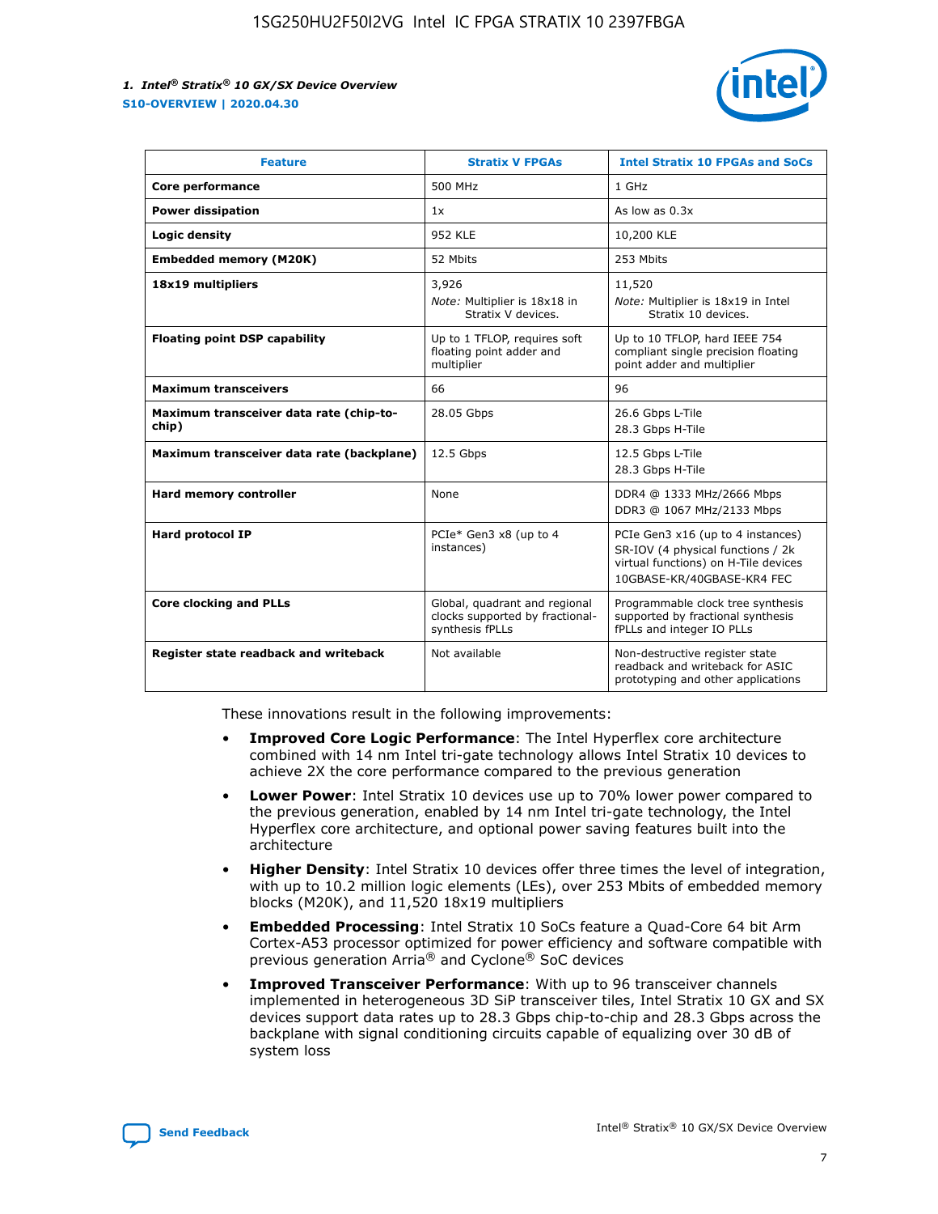| Feature | Stratix V FPGAs | Intel Stratix 10 FPGAs and SoCs |
| --- | --- | --- |
| **Core performance** | 500 MHz | 1 GHz |
| **Power dissipation** | 1x | As low as 0.3x |
| **Logic density** | 952 KLE | 10,200 KLE |
| **Embedded memory (M20K)** | 52 Mbits | 253 Mbits |
| **18x19 multipliers** | 3,926<br>*Note:* Multiplier is 18x18 in Stratix V devices. | 11,520<br>*Note:* Multiplier is 18x19 in Intel Stratix 10 devices. |
| **Floating point DSP capability** | Up to 1 TFLOP, requires soft floating point adder and multiplier | Up to 10 TFLOP, hard IEEE 754 compliant single precision floating point adder and multiplier |
| **Maximum transceivers** | 66 | 96 |
| **Maximum transceiver data rate (chip-to-chip)** | 28.05 Gbps | 26.6 Gbps L-Tile<br>28.3 Gbps H-Tile |
| **Maximum transceiver data rate (backplane)** | 12.5 Gbps | 12.5 Gbps L-Tile<br>28.3 Gbps H-Tile |
| **Hard memory controller** | None | DDR4 @ 1333 MHz/2666 Mbps<br>DDR3 @ 1067 MHz/2133 Mbps |
| **Hard protocol IP** | PCIe* Gen3 x8 (up to 4 instances) | PCIe Gen3 x16 (up to 4 instances)<br>SR-IOV (4 physical functions / 2k virtual functions) on H-Tile devices<br>10GBASE-KR/40GBASE-KR4 FEC |
| **Core clocking and PLLs** | Global, quadrant and regional clocks supported by fractional-synthesis fPLLs | Programmable clock tree synthesis supported by fractional synthesis fPLLs and integer IO PLLs |
| **Register state readback and writeback** | Not available | Non-destructive register state readback and writeback for ASIC prototyping and other applications |

These innovations result in the following improvements:

- **Improved Core Logic Performance**: The Intel Hyperflex core architecture combined with 14 nm Intel tri-gate technology allows Intel Stratix 10 devices to achieve 2X the core performance compared to the previous generation
- **Lower Power**: Intel Stratix 10 devices use up to 70% lower power compared to the previous generation, enabled by 14 nm Intel tri-gate technology, the Intel Hyperflex core architecture, and optional power saving features built into the architecture
- **Higher Density**: Intel Stratix 10 devices offer three times the level of integration, with up to 10.2 million logic elements (LEs), over 253 Mbits of embedded memory blocks (M20K), and 11,520 18x19 multipliers
- **Embedded Processing**: Intel Stratix 10 SoCs feature a Quad-Core 64 bit Arm Cortex-A53 processor optimized for power efficiency and software compatible with previous generation Arria® and Cyclone® SoC devices
- **Improved Transceiver Performance**: With up to 96 transceiver channels implemented in heterogeneous 3D SiP transceiver tiles, Intel Stratix 10 GX and SX devices support data rates up to 28.3 Gbps chip-to-chip and 28.3 Gbps across the backplane with signal conditioning circuits capable of equalizing over 30 dB of system loss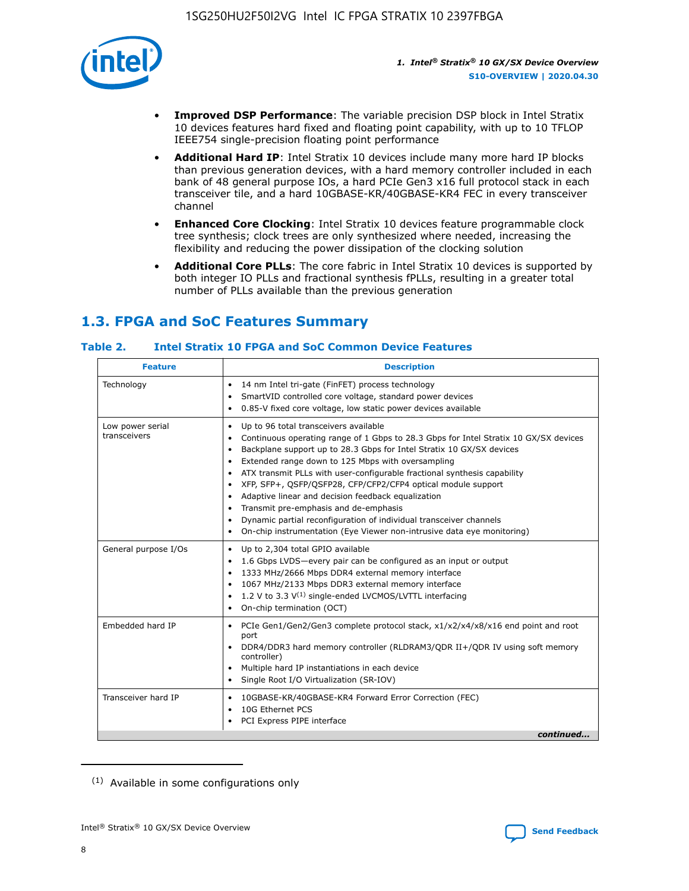- **Improved DSP Performance**: The variable precision DSP block in Intel Stratix 10 devices features hard fixed and floating point capability, with up to 10 TFLOP IEEE754 single-precision floating point performance
- **Additional Hard IP**: Intel Stratix 10 devices include many more hard IP blocks than previous generation devices, with a hard memory controller included in each bank of 48 general purpose IOs, a hard PCIe Gen3 x16 full protocol stack in each transceiver tile, and a hard 10GBASE-KR/40GBASE-KR4 FEC in every transceiver channel
- **Enhanced Core Clocking**: Intel Stratix 10 devices feature programmable clock tree synthesis; clock trees are only synthesized where needed, increasing the flexibility and reducing the power dissipation of the clocking solution
- **Additional Core PLLs**: The core fabric in Intel Stratix 10 devices is supported by both integer IO PLLs and fractional synthesis fPLLs, resulting in a greater total number of PLLs available than the previous generation

## 1.3. FPGA and SoC Features Summary

### Table 2. Intel Stratix 10 FPGA and SoC Common Device Features

| Feature | Description |
|---|---|
| Technology | • 14 nm Intel tri-gate (FinFET) process technology<br>• SmartVID controlled core voltage, standard power devices<br>• 0.85-V fixed core voltage, low static power devices available |
| Low power serial transceivers | • Up to 96 total transceivers available<br>• Continuous operating range of 1 Gbps to 28.3 Gbps for Intel Stratix 10 GX/SX devices<br>• Backplane support up to 28.3 Gbps for Intel Stratix 10 GX/SX devices<br>• Extended range down to 125 Mbps with oversampling<br>• ATX transmit PLLs with user-configurable fractional synthesis capability<br>• XFP, SFP+, QSFP/QSFP28, CFP/CFP2/CFP4 optical module support<br>• Adaptive linear and decision feedback equalization<br>• Transmit pre-emphasis and de-emphasis<br>• Dynamic partial reconfiguration of individual transceiver channels<br>• On-chip instrumentation (Eye Viewer non-intrusive data eye monitoring) |
| General purpose I/Os | • Up to 2,304 total GPIO available<br>• 1.6 Gbps LVDS—every pair can be configured as an input or output<br>• 1333 MHz/2666 Mbps DDR4 external memory interface<br>• 1067 MHz/2133 Mbps DDR3 external memory interface<br>• 1.2 V to 3.3 V[(1)] single-ended LVCMOS/LVTTL interfacing<br>• On-chip termination (OCT) |
| Embedded hard IP | • PCIe Gen1/Gen2/Gen3 complete protocol stack, x1/x2/x4/x8/x16 end point and root port<br>• DDR4/DDR3 hard memory controller (RLDRAM3/QDR II+/QDR IV using soft memory controller)<br>• Multiple hard IP instantiations in each device<br>• Single Root I/O Virtualization (SR-IOV) |
| Transceiver hard IP | • 10GBASE-KR/40GBASE-KR4 Forward Error Correction (FEC)<br>• 10G Ethernet PCS<br>• PCI Express PIPE interface |

*continued...*

(1) Available in some configurations only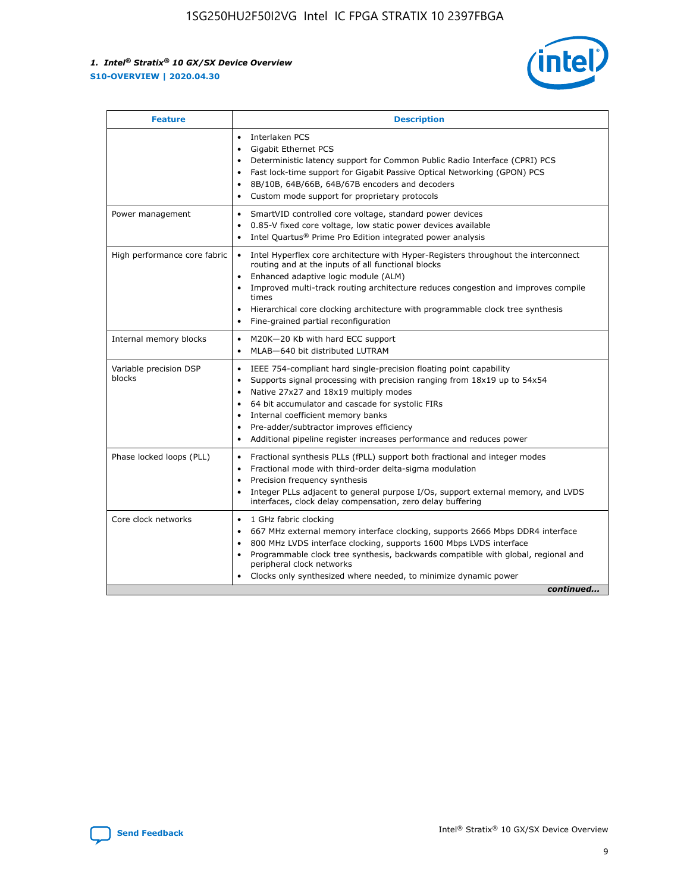| Feature | Description |
| --- | --- |
|  | • Interlaken PCS<br>• Gigabit Ethernet PCS<br>• Deterministic latency support for Common Public Radio Interface (CPRI) PCS<br>• Fast lock-time support for Gigabit Passive Optical Networking (GPON) PCS<br>• 8B/10B, 64B/66B, 64B/67B encoders and decoders<br>• Custom mode support for proprietary protocols |
| Power management | • SmartVID controlled core voltage, standard power devices<br>• 0.85-V fixed core voltage, low static power devices available<br>• Intel Quartus® Prime Pro Edition integrated power analysis |
| High performance core fabric | • Intel Hyperflex core architecture with Hyper-Registers throughout the interconnect routing and at the inputs of all functional blocks<br>• Enhanced adaptive logic module (ALM)<br>• Improved multi-track routing architecture reduces congestion and improves compile times<br>• Hierarchical core clocking architecture with programmable clock tree synthesis<br>• Fine-grained partial reconfiguration |
| Internal memory blocks | • M20K—20 Kb with hard ECC support<br>• MLAB—640 bit distributed LUTRAM |
| Variable precision DSP blocks | • IEEE 754-compliant hard single-precision floating point capability<br>• Supports signal processing with precision ranging from 18x19 up to 54x54<br>• Native 27x27 and 18x19 multiply modes<br>• 64 bit accumulator and cascade for systolic FIRs<br>• Internal coefficient memory banks<br>• Pre-adder/subtractor improves efficiency<br>• Additional pipeline register increases performance and reduces power |
| Phase locked loops (PLL) | • Fractional synthesis PLLs (fPLL) support both fractional and integer modes<br>• Fractional mode with third-order delta-sigma modulation<br>• Precision frequency synthesis<br>• Integer PLLs adjacent to general purpose I/Os, support external memory, and LVDS interfaces, clock delay compensation, zero delay buffering |
| Core clock networks | • 1 GHz fabric clocking<br>• 667 MHz external memory interface clocking, supports 2666 Mbps DDR4 interface<br>• 800 MHz LVDS interface clocking, supports 1600 Mbps LVDS interface<br>• Programmable clock tree synthesis, backwards compatible with global, regional and peripheral clock networks<br>• Clocks only synthesized where needed, to minimize dynamic power |

*continued...*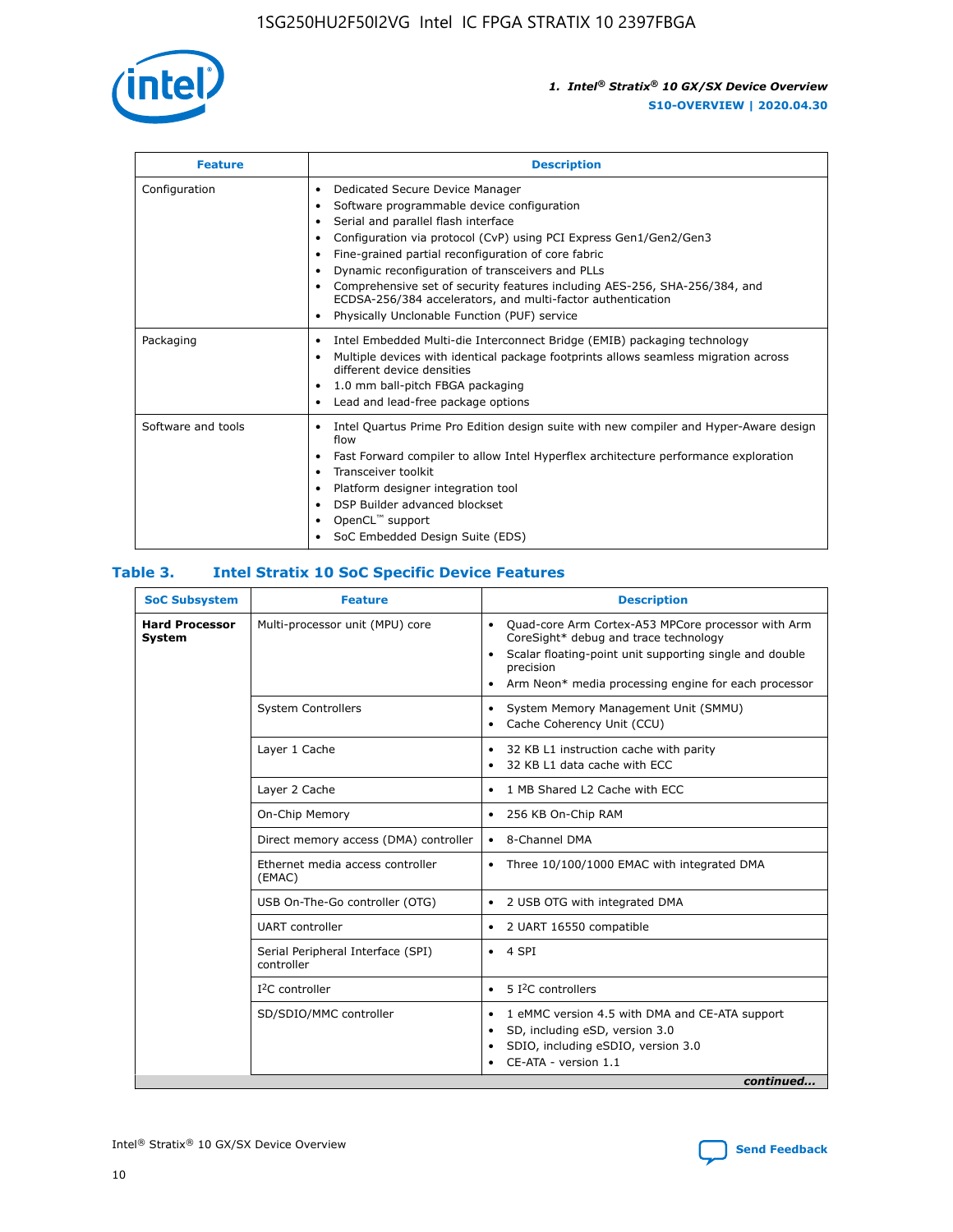| Feature | Description |
| --- | --- |
| Configuration | • Dedicated Secure Device Manager<br>• Software programmable device configuration<br>• Serial and parallel flash interface<br>• Configuration via protocol (CvP) using PCI Express Gen1/Gen2/Gen3<br>• Fine-grained partial reconfiguration of core fabric<br>• Dynamic reconfiguration of transceivers and PLLs<br>• Comprehensive set of security features including AES-256, SHA-256/384, and ECDSA-256/384 accelerators, and multi-factor authentication<br>• Physically Unclonable Function (PUF) service |
| Packaging | • Intel Embedded Multi-die Interconnect Bridge (EMIB) packaging technology<br>• Multiple devices with identical package footprints allows seamless migration across different device densities<br>• 1.0 mm ball-pitch FBGA packaging<br>• Lead and lead-free package options |
| Software and tools | • Intel Quartus Prime Pro Edition design suite with new compiler and Hyper-Aware design flow<br>• Fast Forward compiler to allow Intel Hyperflex architecture performance exploration<br>• Transceiver toolkit<br>• Platform designer integration tool<br>• DSP Builder advanced blockset<br>• OpenCL™ support<br>• SoC Embedded Design Suite (EDS) |

## Table 3. Intel Stratix 10 SoC Specific Device Features

| SoC Subsystem | Feature | Description |
| --- | --- | --- |
| **Hard Processor System** | Multi-processor unit (MPU) core | • Quad-core Arm Cortex-A53 MPCore processor with Arm CoreSight* debug and trace technology<br>• Scalar floating-point unit supporting single and double precision<br>• Arm Neon* media processing engine for each processor |
| | System Controllers | • System Memory Management Unit (SMMU)<br>• Cache Coherency Unit (CCU) |
| | Layer 1 Cache | • 32 KB L1 instruction cache with parity<br>• 32 KB L1 data cache with ECC |
| | Layer 2 Cache | • 1 MB Shared L2 Cache with ECC |
| | On-Chip Memory | • 256 KB On-Chip RAM |
| | Direct memory access (DMA) controller | • 8-Channel DMA |
| | Ethernet media access controller (EMAC) | • Three 10/100/1000 EMAC with integrated DMA |
| | USB On-The-Go controller (OTG) | • 2 USB OTG with integrated DMA |
| | UART controller | • 2 UART 16550 compatible |
| | Serial Peripheral Interface (SPI) controller | • 4 SPI |
| | I²C controller | • 5 I²C controllers |
| | SD/SDIO/MMC controller | • 1 eMMC version 4.5 with DMA and CE-ATA support<br>• SD, including eSD, version 3.0<br>• SDIO, including eSDIO, version 3.0<br>• CE-ATA - version 1.1 |

*continued...*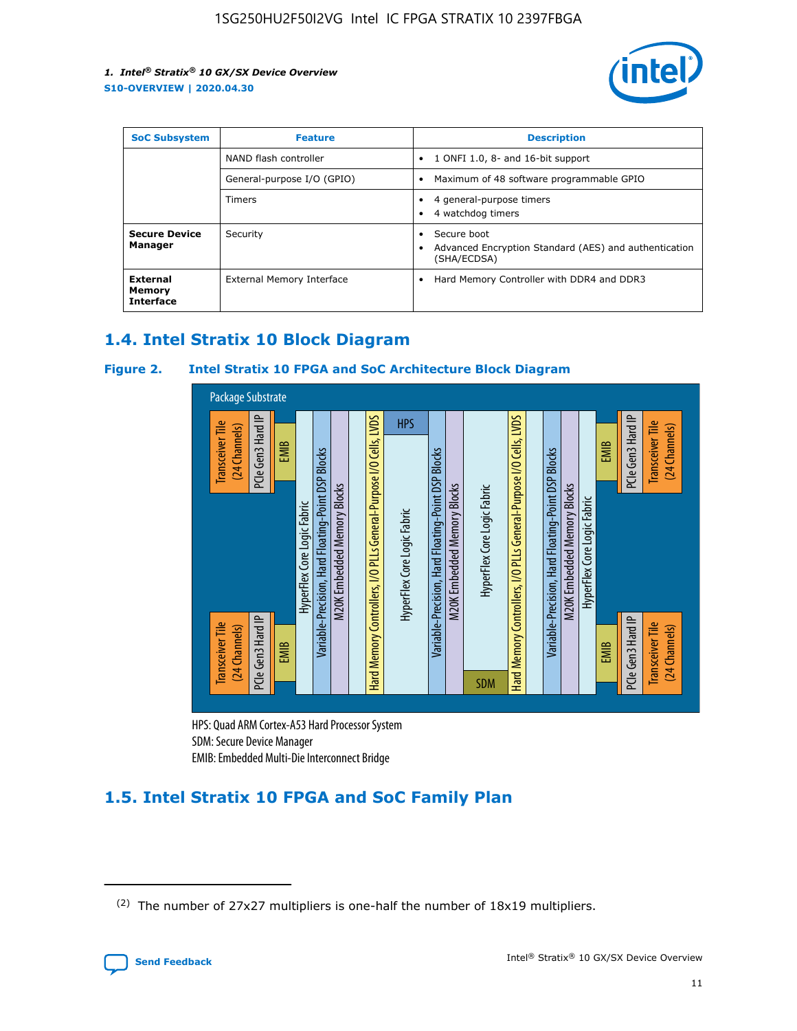| SoC Subsystem | Feature | Description |
| --- | --- | --- |
| | NAND flash controller | • 1 ONFI 1.0, 8- and 16-bit support |
| | General-purpose I/O (GPIO) | • Maximum of 48 software programmable GPIO |
| | Timers | • 4 general-purpose timers<br>• 4 watchdog timers |
| **Secure Device Manager** | Security | • Secure boot<br>• Advanced Encryption Standard (AES) and authentication (SHA/ECDSA) |
| **External Memory Interface** | External Memory Interface | • Hard Memory Controller with DDR4 and DDR3 |

## 1.4. Intel Stratix 10 Block Diagram

**Figure 2. Intel Stratix 10 FPGA and SoC Architecture Block Diagram**

Package Substrate

Transceiver Tile (24 Channels) | PCIe Gen3 Hard IP | EMIB | HyperFlex Core Logic Fabric | Variable-Precision, Hard Floating-Point DSP Blocks | M20K Embedded Memory Blocks | Hard Memory Controllers, I/O PLLs General-Purpose I/O Cells, LVDS | HPS | HyperFlex Core Logic Fabric | Variable-Precision, Hard Floating-Point DSP Blocks | M20K Embedded Memory Blocks | HyperFlex Core Logic Fabric | SDM | Hard Memory Controllers, I/O PLLs General-Purpose I/O Cells, LVDS | Variable-Precision, Hard Floating-Point DSP Blocks | M20K Embedded Memory Blocks | HyperFlex Core Logic Fabric | EMIB | PCIe Gen3 Hard IP | Transceiver Tile (24 Channels)

HPS: Quad ARM Cortex-A53 Hard Processor System
SDM: Secure Device Manager
EMIB: Embedded Multi-Die Interconnect Bridge

## 1.5. Intel Stratix 10 FPGA and SoC Family Plan

(2) The number of 27x27 multipliers is one-half the number of 18x19 multipliers.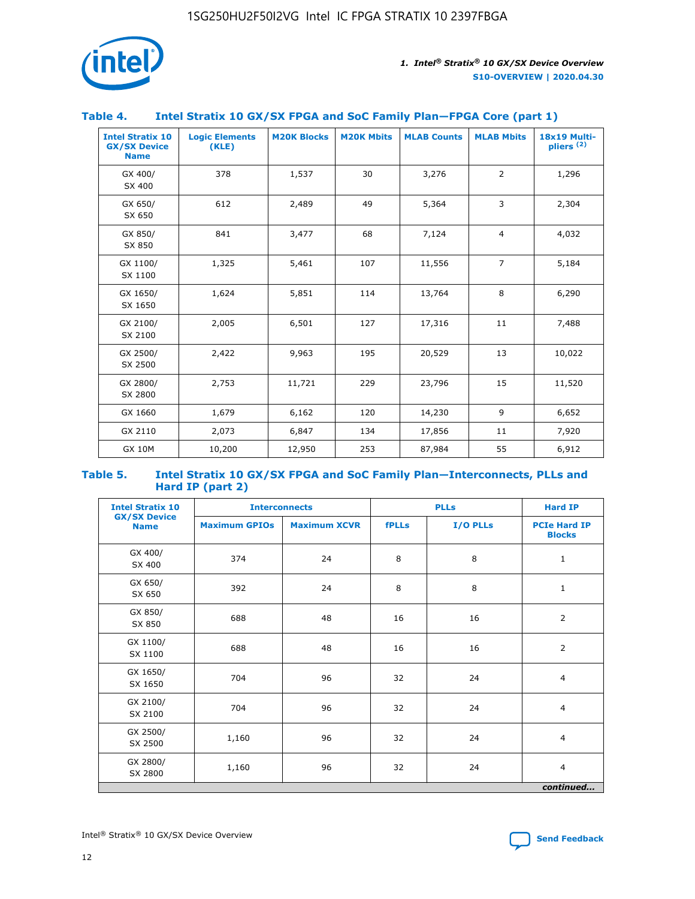## Table 4. Intel Stratix 10 GX/SX FPGA and SoC Family Plan—FPGA Core (part 1)

| Intel Stratix 10 GX/SX Device Name | Logic Elements (KLE) | M20K Blocks | M20K Mbits | MLAB Counts | MLAB Mbits | 18x19 Multi-pliers (2) |
|---|---|---|---|---|---|---|
| GX 400/ SX 400 | 378 | 1,537 | 30 | 3,276 | 2 | 1,296 |
| GX 650/ SX 650 | 612 | 2,489 | 49 | 5,364 | 3 | 2,304 |
| GX 850/ SX 850 | 841 | 3,477 | 68 | 7,124 | 4 | 4,032 |
| GX 1100/ SX 1100 | 1,325 | 5,461 | 107 | 11,556 | 7 | 5,184 |
| GX 1650/ SX 1650 | 1,624 | 5,851 | 114 | 13,764 | 8 | 6,290 |
| GX 2100/ SX 2100 | 2,005 | 6,501 | 127 | 17,316 | 11 | 7,488 |
| GX 2500/ SX 2500 | 2,422 | 9,963 | 195 | 20,529 | 13 | 10,022 |
| GX 2800/ SX 2800 | 2,753 | 11,721 | 229 | 23,796 | 15 | 11,520 |
| GX 1660 | 1,679 | 6,162 | 120 | 14,230 | 9 | 6,652 |
| GX 2110 | 2,073 | 6,847 | 134 | 17,856 | 11 | 7,920 |
| GX 10M | 10,200 | 12,950 | 253 | 87,984 | 55 | 6,912 |

## Table 5. Intel Stratix 10 GX/SX FPGA and SoC Family Plan—Interconnects, PLLs and Hard IP (part 2)

| Intel Stratix 10 GX/SX Device Name | Interconnects | | PLLs | | Hard IP |
|---|---|---|---|---|---|
| | Maximum GPIOs | Maximum XCVR | fPLLs | I/O PLLs | PCIe Hard IP Blocks |
| GX 400/ SX 400 | 374 | 24 | 8 | 8 | 1 |
| GX 650/ SX 650 | 392 | 24 | 8 | 8 | 1 |
| GX 850/ SX 850 | 688 | 48 | 16 | 16 | 2 |
| GX 1100/ SX 1100 | 688 | 48 | 16 | 16 | 2 |
| GX 1650/ SX 1650 | 704 | 96 | 32 | 24 | 4 |
| GX 2100/ SX 2100 | 704 | 96 | 32 | 24 | 4 |
| GX 2500/ SX 2500 | 1,160 | 96 | 32 | 24 | 4 |
| GX 2800/ SX 2800 | 1,160 | 96 | 32 | 24 | 4 |

*continued...*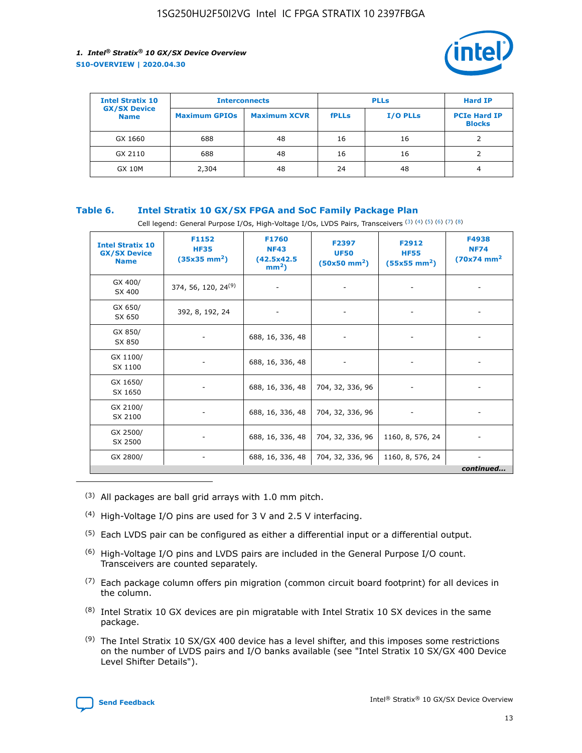| Intel Stratix 10 GX/SX Device Name | Interconnects | | PLLs | | Hard IP |
|---|---|---|---|---|---|
| | Maximum GPIOs | Maximum XCVR | fPLLs | I/O PLLs | PCIe Hard IP Blocks |
| GX 1660 | 688 | 48 | 16 | 16 | 2 |
| GX 2110 | 688 | 48 | 16 | 16 | 2 |
| GX 10M | 2,304 | 48 | 24 | 48 | 4 |

## Table 6. Intel Stratix 10 GX/SX FPGA and SoC Family Package Plan

Cell legend: General Purpose I/Os, High-Voltage I/Os, LVDS Pairs, Transceivers (3) (4) (5) (6) (7) (8)

| Intel Stratix 10 GX/SX Device Name | F1152 HF35 (35x35 mm²) | F1760 NF43 (42.5x42.5 mm²) | F2397 UF50 (50x50 mm²) | F2912 HF55 (55x55 mm²) | F4938 NF74 (70x74 mm² |
|---|---|---|---|---|---|
| GX 400/ SX 400 | 374, 56, 120, 24[9] | - | - | - | - |
| GX 650/ SX 650 | 392, 8, 192, 24 | - | - | - | - |
| GX 850/ SX 850 | - | 688, 16, 336, 48 | - | - | - |
| GX 1100/ SX 1100 | - | 688, 16, 336, 48 | - | - | - |
| GX 1650/ SX 1650 | - | 688, 16, 336, 48 | 704, 32, 336, 96 | - | - |
| GX 2100/ SX 2100 | - | 688, 16, 336, 48 | 704, 32, 336, 96 | - | - |
| GX 2500/ SX 2500 | - | 688, 16, 336, 48 | 704, 32, 336, 96 | 1160, 8, 576, 24 | - |
| GX 2800/ | - | 688, 16, 336, 48 | 704, 32, 336, 96 | 1160, 8, 576, 24 | - |

*continued...*

(3) All packages are ball grid arrays with 1.0 mm pitch.

(4) High-Voltage I/O pins are used for 3 V and 2.5 V interfacing.

(5) Each LVDS pair can be configured as either a differential input or a differential output.

(6) High-Voltage I/O pins and LVDS pairs are included in the General Purpose I/O count. Transceivers are counted separately.

(7) Each package column offers pin migration (common circuit board footprint) for all devices in the column.

(8) Intel Stratix 10 GX devices are pin migratable with Intel Stratix 10 SX devices in the same package.

(9) The Intel Stratix 10 SX/GX 400 device has a level shifter, and this imposes some restrictions on the number of LVDS pairs and I/O banks available (see "Intel Stratix 10 SX/GX 400 Device Level Shifter Details").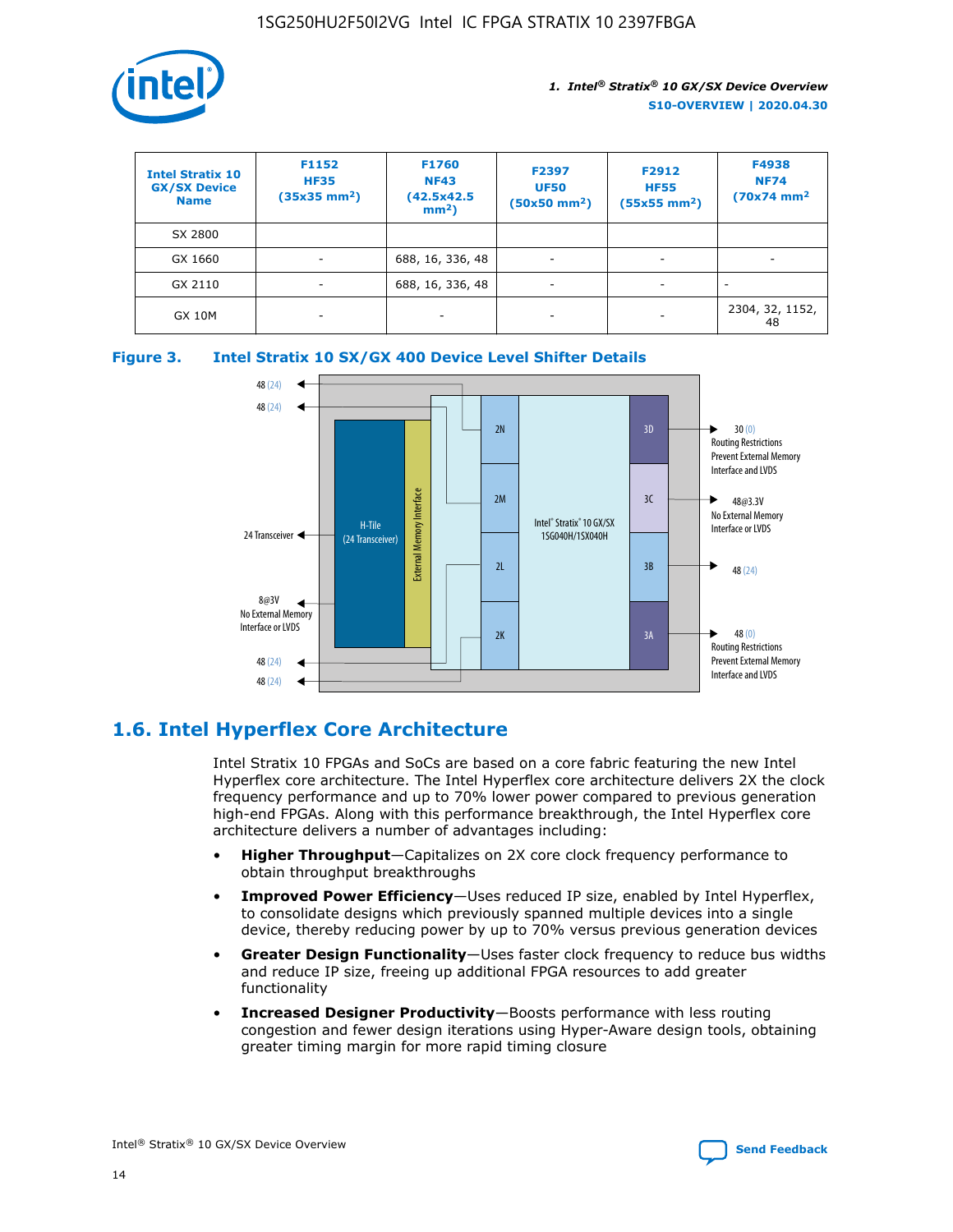| Intel Stratix 10 GX/SX Device Name | F1152 HF35 (35x35 mm$^2$) | F1760 NF43 (42.5x42.5 mm$^2$) | F2397 UF50 (50x50 mm$^2$) | F2912 HF55 (55x55 mm$^2$) | F4938 NF74 (70x74 mm$^2$ |
|---|---|---|---|---|---|
| SX 2800 | | | | | |
| GX 1660 | - | 688, 16, 336, 48 | - | - | - |
| GX 2110 | - | 688, 16, 336, 48 | - | - | - |
| GX 10M | - | - | - | - | 2304, 32, 1152, 48 |

**Figure 3. Intel Stratix 10 SX/GX 400 Device Level Shifter Details**

## 1.6. Intel Hyperflex Core Architecture

Intel Stratix 10 FPGAs and SoCs are based on a core fabric featuring the new Intel Hyperflex core architecture. The Intel Hyperflex core architecture delivers 2X the clock frequency performance and up to 70% lower power compared to previous generation high-end FPGAs. Along with this performance breakthrough, the Intel Hyperflex core architecture delivers a number of advantages including:

- **Higher Throughput**—Capitalizes on 2X core clock frequency performance to obtain throughput breakthroughs
- **Improved Power Efficiency**—Uses reduced IP size, enabled by Intel Hyperflex, to consolidate designs which previously spanned multiple devices into a single device, thereby reducing power by up to 70% versus previous generation devices
- **Greater Design Functionality**—Uses faster clock frequency to reduce bus widths and reduce IP size, freeing up additional FPGA resources to add greater functionality
- **Increased Designer Productivity**—Boosts performance with less routing congestion and fewer design iterations using Hyper-Aware design tools, obtaining greater timing margin for more rapid timing closure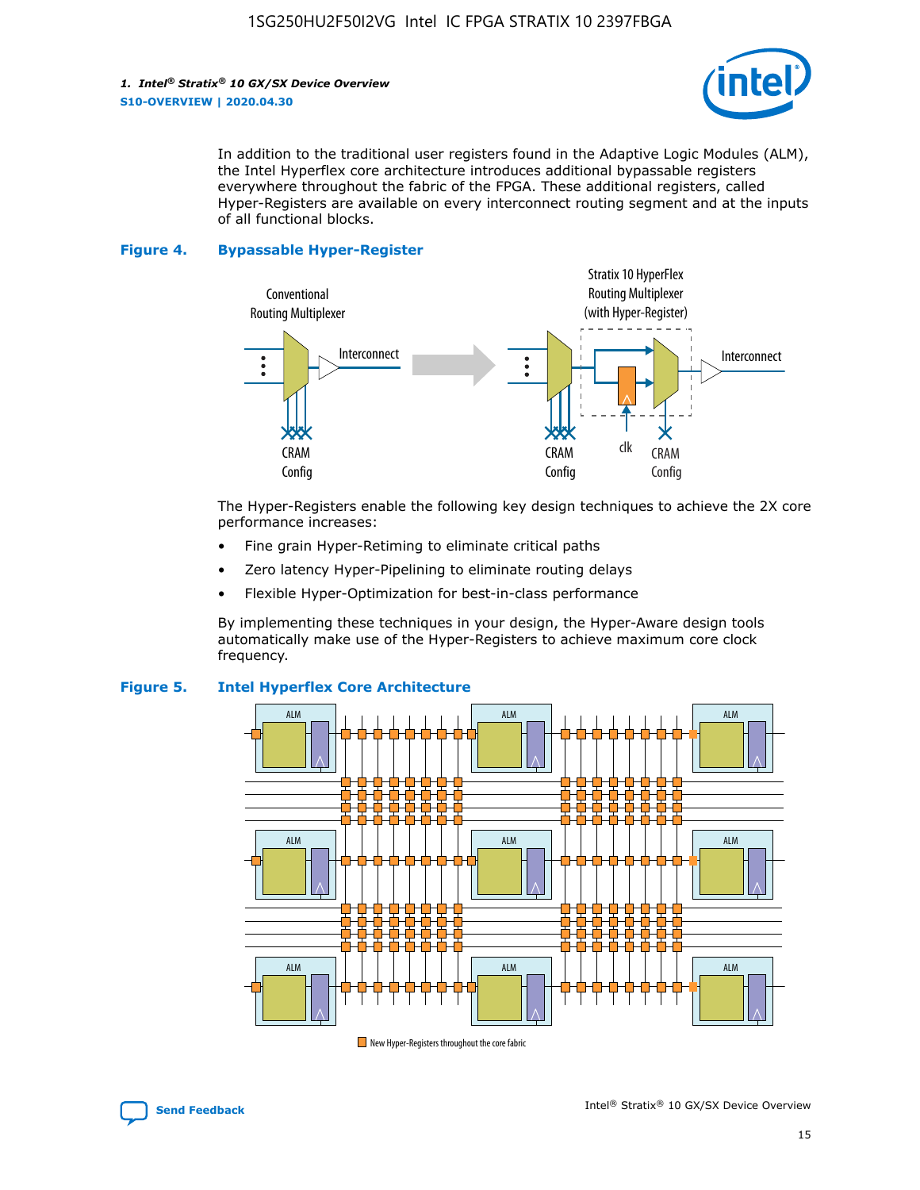In addition to the traditional user registers found in the Adaptive Logic Modules (ALM), the Intel Hyperflex core architecture introduces additional bypassable registers everywhere throughout the fabric of the FPGA. These additional registers, called Hyper-Registers are available on every interconnect routing segment and at the inputs of all functional blocks.

**Figure 4. Bypassable Hyper-Register**

The Hyper-Registers enable the following key design techniques to achieve the 2X core performance increases:

- Fine grain Hyper-Retiming to eliminate critical paths
- Zero latency Hyper-Pipelining to eliminate routing delays
- Flexible Hyper-Optimization for best-in-class performance

By implementing these techniques in your design, the Hyper-Aware design tools automatically make use of the Hyper-Registers to achieve maximum core clock frequency.

**Figure 5. Intel Hyperflex Core Architecture**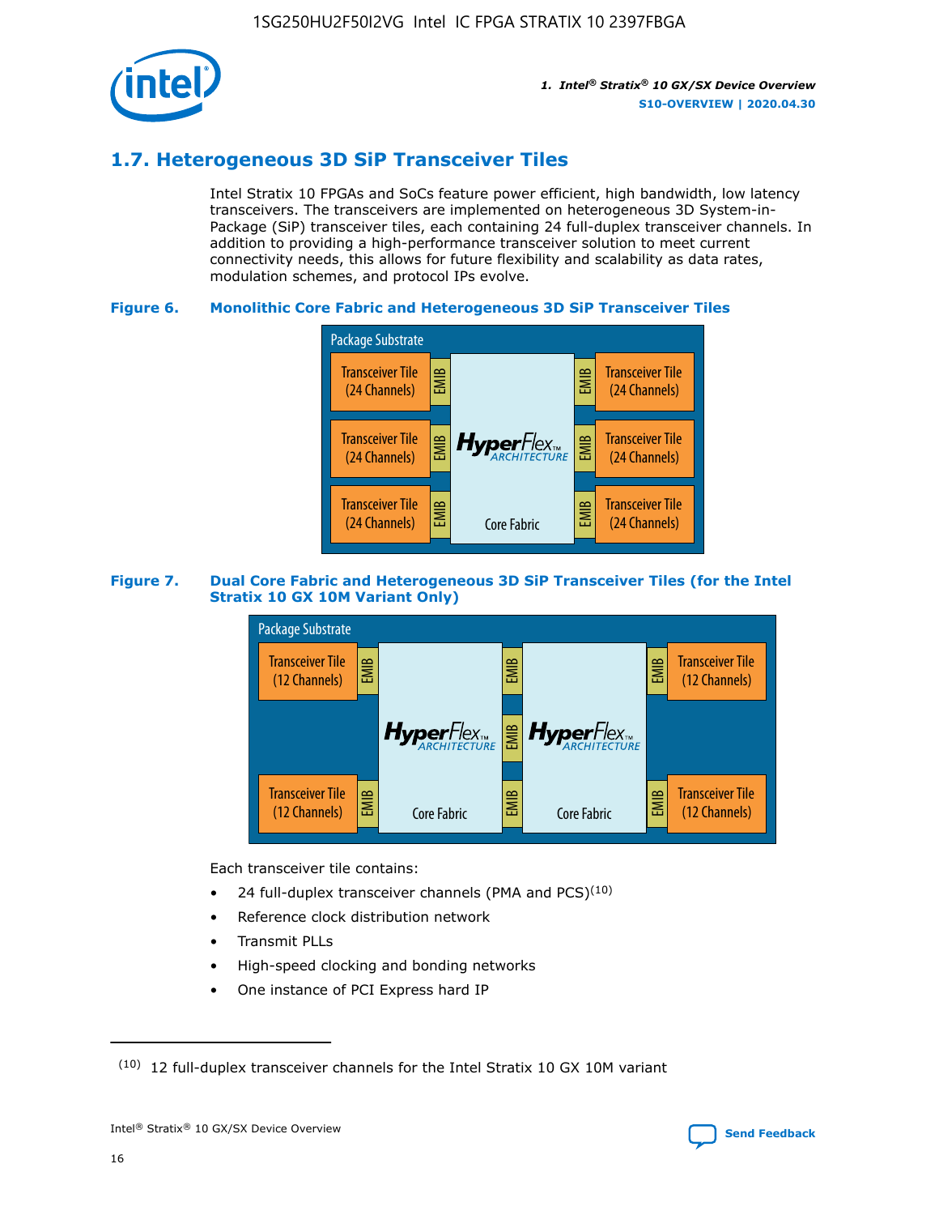## 1.7. Heterogeneous 3D SiP Transceiver Tiles

Intel Stratix 10 FPGAs and SoCs feature power efficient, high bandwidth, low latency transceivers. The transceivers are implemented on heterogeneous 3D System-in-Package (SiP) transceiver tiles, each containing 24 full-duplex transceiver channels. In addition to providing a high-performance transceiver solution to meet current connectivity needs, this allows for future flexibility and scalability as data rates, modulation schemes, and protocol IPs evolve.

**Figure 6. Monolithic Core Fabric and Heterogeneous 3D SiP Transceiver Tiles**

Package Substrate

Transceiver Tile (24 Channels) | EMIB | HyperFlex ARCHITECTURE Core Fabric | EMIB | Transceiver Tile (24 Channels)

Transceiver Tile (24 Channels) | EMIB | | EMIB | Transceiver Tile (24 Channels)

Transceiver Tile (24 Channels) | EMIB | | EMIB | Transceiver Tile (24 Channels)

**Figure 7. Dual Core Fabric and Heterogeneous 3D SiP Transceiver Tiles (for the Intel Stratix 10 GX 10M Variant Only)**

Package Substrate

Transceiver Tile (12 Channels) | EMIB | HyperFlex ARCHITECTURE Core Fabric | EMIB | HyperFlex ARCHITECTURE Core Fabric | EMIB | Transceiver Tile (12 Channels)

Transceiver Tile (12 Channels) | EMIB | | EMIB | | EMIB | Transceiver Tile (12 Channels)

Each transceiver tile contains:

- 24 full-duplex transceiver channels (PMA and PCS)[10]
- Reference clock distribution network
- Transmit PLLs
- High-speed clocking and bonding networks
- One instance of PCI Express hard IP

(10) 12 full-duplex transceiver channels for the Intel Stratix 10 GX 10M variant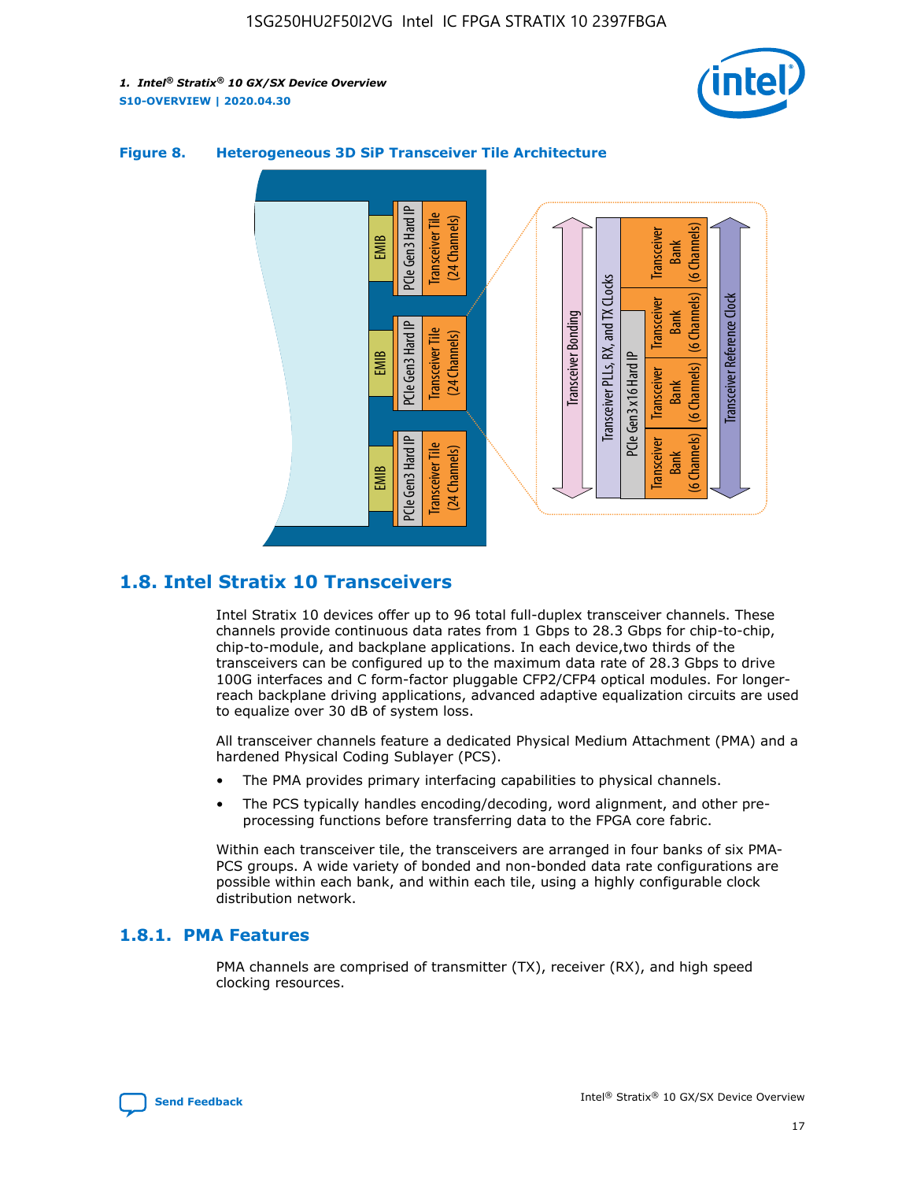**Figure 8. Heterogeneous 3D SiP Transceiver Tile Architecture**

## 1.8. Intel Stratix 10 Transceivers

Intel Stratix 10 devices offer up to 96 total full-duplex transceiver channels. These channels provide continuous data rates from 1 Gbps to 28.3 Gbps for chip-to-chip, chip-to-module, and backplane applications. In each device,two thirds of the transceivers can be configured up to the maximum data rate of 28.3 Gbps to drive 100G interfaces and C form-factor pluggable CFP2/CFP4 optical modules. For longer-reach backplane driving applications, advanced adaptive equalization circuits are used to equalize over 30 dB of system loss.

All transceiver channels feature a dedicated Physical Medium Attachment (PMA) and a hardened Physical Coding Sublayer (PCS).

- The PMA provides primary interfacing capabilities to physical channels.
- The PCS typically handles encoding/decoding, word alignment, and other pre-processing functions before transferring data to the FPGA core fabric.

Within each transceiver tile, the transceivers are arranged in four banks of six PMA-PCS groups. A wide variety of bonded and non-bonded data rate configurations are possible within each bank, and within each tile, using a highly configurable clock distribution network.

### 1.8.1. PMA Features

PMA channels are comprised of transmitter (TX), receiver (RX), and high speed clocking resources.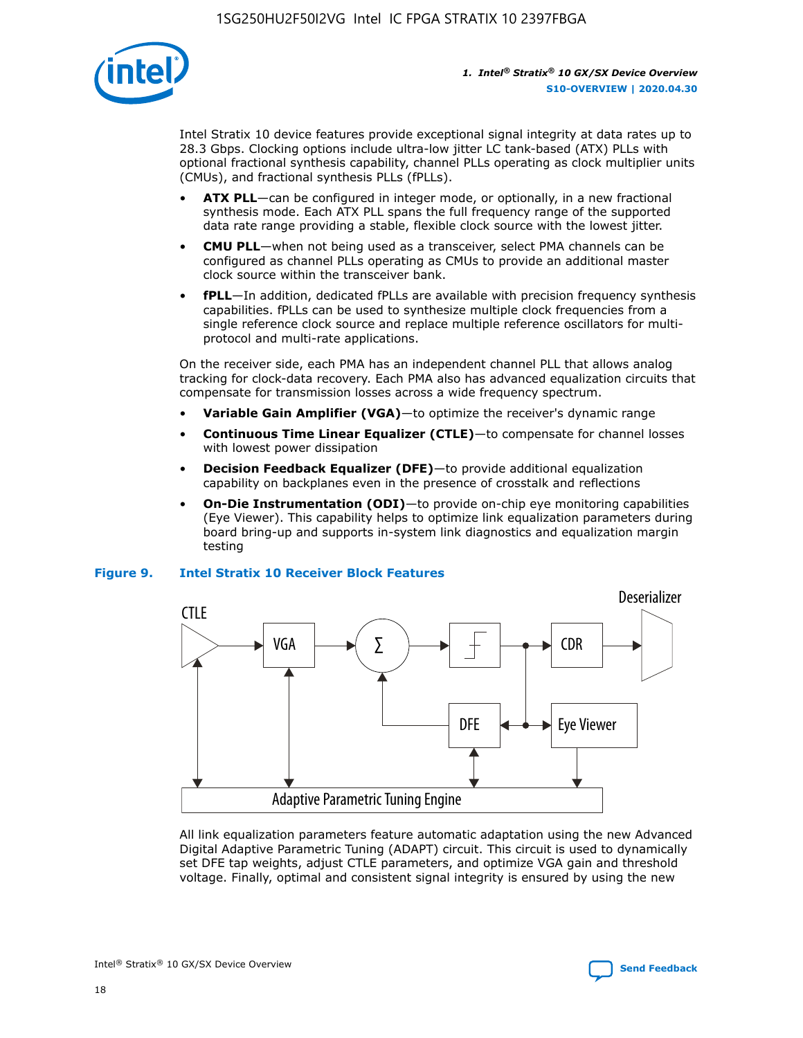Intel Stratix 10 device features provide exceptional signal integrity at data rates up to 28.3 Gbps. Clocking options include ultra-low jitter LC tank-based (ATX) PLLs with optional fractional synthesis capability, channel PLLs operating as clock multiplier units (CMUs), and fractional synthesis PLLs (fPLLs).

- **ATX PLL**—can be configured in integer mode, or optionally, in a new fractional synthesis mode. Each ATX PLL spans the full frequency range of the supported data rate range providing a stable, flexible clock source with the lowest jitter.
- **CMU PLL**—when not being used as a transceiver, select PMA channels can be configured as channel PLLs operating as CMUs to provide an additional master clock source within the transceiver bank.
- **fPLL**—In addition, dedicated fPLLs are available with precision frequency synthesis capabilities. fPLLs can be used to synthesize multiple clock frequencies from a single reference clock source and replace multiple reference oscillators for multi-protocol and multi-rate applications.

On the receiver side, each PMA has an independent channel PLL that allows analog tracking for clock-data recovery. Each PMA also has advanced equalization circuits that compensate for transmission losses across a wide frequency spectrum.

- **Variable Gain Amplifier (VGA)**—to optimize the receiver's dynamic range
- **Continuous Time Linear Equalizer (CTLE)**—to compensate for channel losses with lowest power dissipation
- **Decision Feedback Equalizer (DFE)**—to provide additional equalization capability on backplanes even in the presence of crosstalk and reflections
- **On-Die Instrumentation (ODI)**—to provide on-chip eye monitoring capabilities (Eye Viewer). This capability helps to optimize link equalization parameters during board bring-up and supports in-system link diagnostics and equalization margin testing

**Figure 9. Intel Stratix 10 Receiver Block Features**

All link equalization parameters feature automatic adaptation using the new Advanced Digital Adaptive Parametric Tuning (ADAPT) circuit. This circuit is used to dynamically set DFE tap weights, adjust CTLE parameters, and optimize VGA gain and threshold voltage. Finally, optimal and consistent signal integrity is ensured by using the new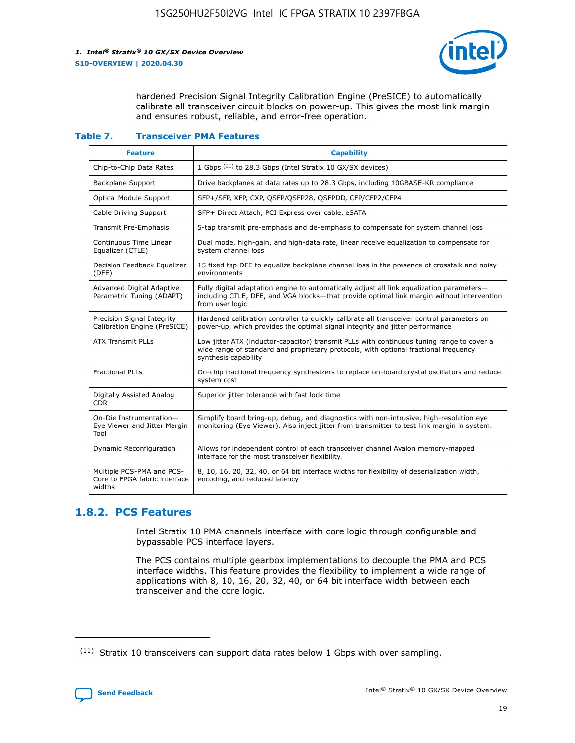hardened Precision Signal Integrity Calibration Engine (PreSICE) to automatically calibrate all transceiver circuit blocks on power-up. This gives the most link margin and ensures robust, reliable, and error-free operation.

**Table 7. Transceiver PMA Features**

| Feature | Capability |
|---|---|
| Chip-to-Chip Data Rates | 1 Gbps [11] to 28.3 Gbps (Intel Stratix 10 GX/SX devices) |
| Backplane Support | Drive backplanes at data rates up to 28.3 Gbps, including 10GBASE-KR compliance |
| Optical Module Support | SFP+/SFP, XFP, CXP, QSFP/QSFP28, QSFPDD, CFP/CFP2/CFP4 |
| Cable Driving Support | SFP+ Direct Attach, PCI Express over cable, eSATA |
| Transmit Pre-Emphasis | 5-tap transmit pre-emphasis and de-emphasis to compensate for system channel loss |
| Continuous Time Linear Equalizer (CTLE) | Dual mode, high-gain, and high-data rate, linear receive equalization to compensate for system channel loss |
| Decision Feedback Equalizer (DFE) | 15 fixed tap DFE to equalize backplane channel loss in the presence of crosstalk and noisy environments |
| Advanced Digital Adaptive Parametric Tuning (ADAPT) | Fully digital adaptation engine to automatically adjust all link equalization parameters—including CTLE, DFE, and VGA blocks—that provide optimal link margin without intervention from user logic |
| Precision Signal Integrity Calibration Engine (PreSICE) | Hardened calibration controller to quickly calibrate all transceiver control parameters on power-up, which provides the optimal signal integrity and jitter performance |
| ATX Transmit PLLs | Low jitter ATX (inductor-capacitor) transmit PLLs with continuous tuning range to cover a wide range of standard and proprietary protocols, with optional fractional frequency synthesis capability |
| Fractional PLLs | On-chip fractional frequency synthesizers to replace on-board crystal oscillators and reduce system cost |
| Digitally Assisted Analog CDR | Superior jitter tolerance with fast lock time |
| On-Die Instrumentation—Eye Viewer and Jitter Margin Tool | Simplify board bring-up, debug, and diagnostics with non-intrusive, high-resolution eye monitoring (Eye Viewer). Also inject jitter from transmitter to test link margin in system. |
| Dynamic Reconfiguration | Allows for independent control of each transceiver channel Avalon memory-mapped interface for the most transceiver flexibility. |
| Multiple PCS-PMA and PCS-Core to FPGA fabric interface widths | 8, 10, 16, 20, 32, 40, or 64 bit interface widths for flexibility of deserialization width, encoding, and reduced latency |

## 1.8.2. PCS Features

Intel Stratix 10 PMA channels interface with core logic through configurable and bypassable PCS interface layers.

The PCS contains multiple gearbox implementations to decouple the PMA and PCS interface widths. This feature provides the flexibility to implement a wide range of applications with 8, 10, 16, 20, 32, 40, or 64 bit interface width between each transceiver and the core logic.

[11] Stratix 10 transceivers can support data rates below 1 Gbps with over sampling.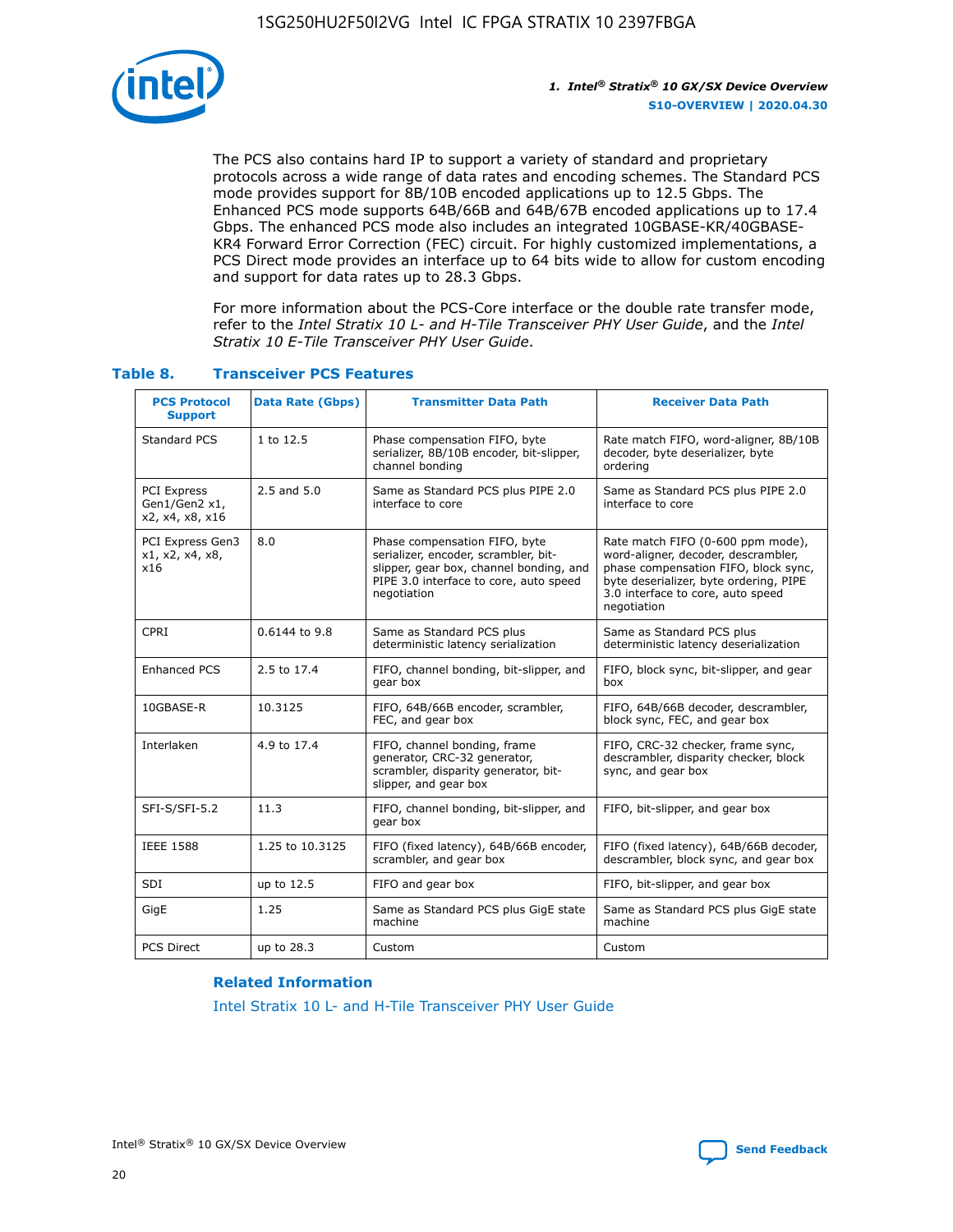The PCS also contains hard IP to support a variety of standard and proprietary protocols across a wide range of data rates and encoding schemes. The Standard PCS mode provides support for 8B/10B encoded applications up to 12.5 Gbps. The Enhanced PCS mode supports 64B/66B and 64B/67B encoded applications up to 17.4 Gbps. The enhanced PCS mode also includes an integrated 10GBASE-KR/40GBASE-KR4 Forward Error Correction (FEC) circuit. For highly customized implementations, a PCS Direct mode provides an interface up to 64 bits wide to allow for custom encoding and support for data rates up to 28.3 Gbps.

For more information about the PCS-Core interface or the double rate transfer mode, refer to the *Intel Stratix 10 L- and H-Tile Transceiver PHY User Guide*, and the *Intel Stratix 10 E-Tile Transceiver PHY User Guide*.

**Table 8. Transceiver PCS Features**

| PCS Protocol Support | Data Rate (Gbps) | Transmitter Data Path | Receiver Data Path |
|---|---|---|---|
| Standard PCS | 1 to 12.5 | Phase compensation FIFO, byte serializer, 8B/10B encoder, bit-slipper, channel bonding | Rate match FIFO, word-aligner, 8B/10B decoder, byte deserializer, byte ordering |
| PCI Express Gen1/Gen2 x1, x2, x4, x8, x16 | 2.5 and 5.0 | Same as Standard PCS plus PIPE 2.0 interface to core | Same as Standard PCS plus PIPE 2.0 interface to core |
| PCI Express Gen3 x1, x2, x4, x8, x16 | 8.0 | Phase compensation FIFO, byte serializer, encoder, scrambler, bit-slipper, gear box, channel bonding, and PIPE 3.0 interface to core, auto speed negotiation | Rate match FIFO (0-600 ppm mode), word-aligner, decoder, descrambler, phase compensation FIFO, block sync, byte deserializer, byte ordering, PIPE 3.0 interface to core, auto speed negotiation |
| CPRI | 0.6144 to 9.8 | Same as Standard PCS plus deterministic latency serialization | Same as Standard PCS plus deterministic latency deserialization |
| Enhanced PCS | 2.5 to 17.4 | FIFO, channel bonding, bit-slipper, and gear box | FIFO, block sync, bit-slipper, and gear box |
| 10GBASE-R | 10.3125 | FIFO, 64B/66B encoder, scrambler, FEC, and gear box | FIFO, 64B/66B decoder, descrambler, block sync, FEC, and gear box |
| Interlaken | 4.9 to 17.4 | FIFO, channel bonding, frame generator, CRC-32 generator, scrambler, disparity generator, bit-slipper, and gear box | FIFO, CRC-32 checker, frame sync, descrambler, disparity checker, block sync, and gear box |
| SFI-S/SFI-5.2 | 11.3 | FIFO, channel bonding, bit-slipper, and gear box | FIFO, bit-slipper, and gear box |
| IEEE 1588 | 1.25 to 10.3125 | FIFO (fixed latency), 64B/66B encoder, scrambler, and gear box | FIFO (fixed latency), 64B/66B decoder, descrambler, block sync, and gear box |
| SDI | up to 12.5 | FIFO and gear box | FIFO, bit-slipper, and gear box |
| GigE | 1.25 | Same as Standard PCS plus GigE state machine | Same as Standard PCS plus GigE state machine |
| PCS Direct | up to 28.3 | Custom | Custom |

**Related Information**

Intel Stratix 10 L- and H-Tile Transceiver PHY User Guide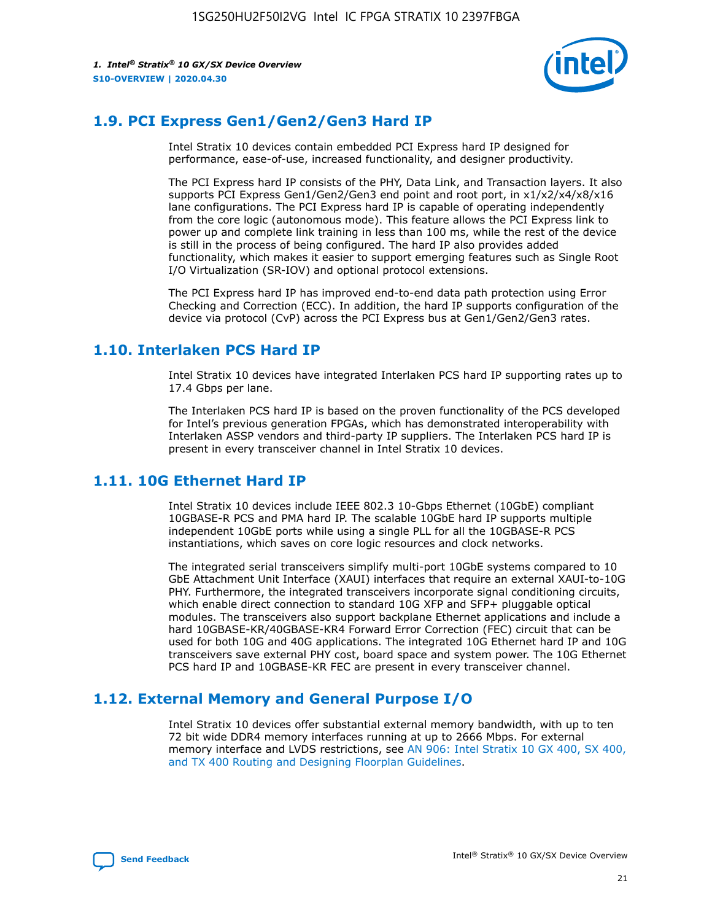## 1.9. PCI Express Gen1/Gen2/Gen3 Hard IP

Intel Stratix 10 devices contain embedded PCI Express hard IP designed for performance, ease-of-use, increased functionality, and designer productivity.

The PCI Express hard IP consists of the PHY, Data Link, and Transaction layers. It also supports PCI Express Gen1/Gen2/Gen3 end point and root port, in x1/x2/x4/x8/x16 lane configurations. The PCI Express hard IP is capable of operating independently from the core logic (autonomous mode). This feature allows the PCI Express link to power up and complete link training in less than 100 ms, while the rest of the device is still in the process of being configured. The hard IP also provides added functionality, which makes it easier to support emerging features such as Single Root I/O Virtualization (SR-IOV) and optional protocol extensions.

The PCI Express hard IP has improved end-to-end data path protection using Error Checking and Correction (ECC). In addition, the hard IP supports configuration of the device via protocol (CvP) across the PCI Express bus at Gen1/Gen2/Gen3 rates.

## 1.10. Interlaken PCS Hard IP

Intel Stratix 10 devices have integrated Interlaken PCS hard IP supporting rates up to 17.4 Gbps per lane.

The Interlaken PCS hard IP is based on the proven functionality of the PCS developed for Intel's previous generation FPGAs, which has demonstrated interoperability with Interlaken ASSP vendors and third-party IP suppliers. The Interlaken PCS hard IP is present in every transceiver channel in Intel Stratix 10 devices.

## 1.11. 10G Ethernet Hard IP

Intel Stratix 10 devices include IEEE 802.3 10-Gbps Ethernet (10GbE) compliant 10GBASE-R PCS and PMA hard IP. The scalable 10GbE hard IP supports multiple independent 10GbE ports while using a single PLL for all the 10GBASE-R PCS instantiations, which saves on core logic resources and clock networks.

The integrated serial transceivers simplify multi-port 10GbE systems compared to 10 GbE Attachment Unit Interface (XAUI) interfaces that require an external XAUI-to-10G PHY. Furthermore, the integrated transceivers incorporate signal conditioning circuits, which enable direct connection to standard 10G XFP and SFP+ pluggable optical modules. The transceivers also support backplane Ethernet applications and include a hard 10GBASE-KR/40GBASE-KR4 Forward Error Correction (FEC) circuit that can be used for both 10G and 40G applications. The integrated 10G Ethernet hard IP and 10G transceivers save external PHY cost, board space and system power. The 10G Ethernet PCS hard IP and 10GBASE-KR FEC are present in every transceiver channel.

## 1.12. External Memory and General Purpose I/O

Intel Stratix 10 devices offer substantial external memory bandwidth, with up to ten 72 bit wide DDR4 memory interfaces running at up to 2666 Mbps. For external memory interface and LVDS restrictions, see AN 906: Intel Stratix 10 GX 400, SX 400, and TX 400 Routing and Designing Floorplan Guidelines.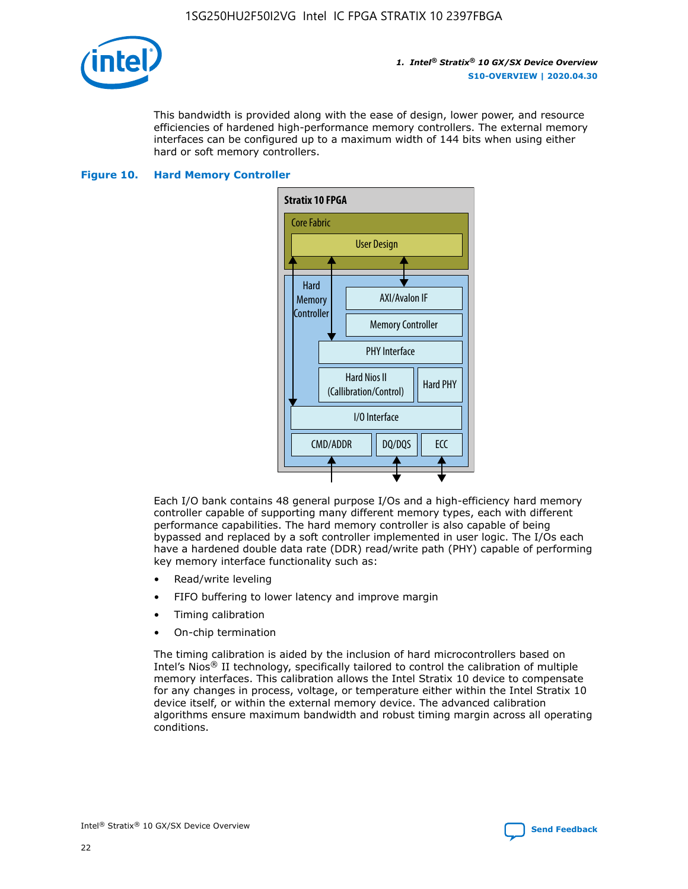This bandwidth is provided along with the ease of design, lower power, and resource efficiencies of hardened high-performance memory controllers. The external memory interfaces can be configured up to a maximum width of 144 bits when using either hard or soft memory controllers.

**Figure 10. Hard Memory Controller**

Stratix 10 FPGA

Core Fabric

User Design

Hard Memory Controller

AXI/Avalon IF

Memory Controller

PHY Interface

Hard Nios II (Callibration/Control)

Hard PHY

I/O Interface

CMD/ADDR | DQ/DQS | ECC

Each I/O bank contains 48 general purpose I/Os and a high-efficiency hard memory controller capable of supporting many different memory types, each with different performance capabilities. The hard memory controller is also capable of being bypassed and replaced by a soft controller implemented in user logic. The I/Os each have a hardened double data rate (DDR) read/write path (PHY) capable of performing key memory interface functionality such as:

- Read/write leveling
- FIFO buffering to lower latency and improve margin
- Timing calibration
- On-chip termination

The timing calibration is aided by the inclusion of hard microcontrollers based on Intel's Nios® II technology, specifically tailored to control the calibration of multiple memory interfaces. This calibration allows the Intel Stratix 10 device to compensate for any changes in process, voltage, or temperature either within the Intel Stratix 10 device itself, or within the external memory device. The advanced calibration algorithms ensure maximum bandwidth and robust timing margin across all operating conditions.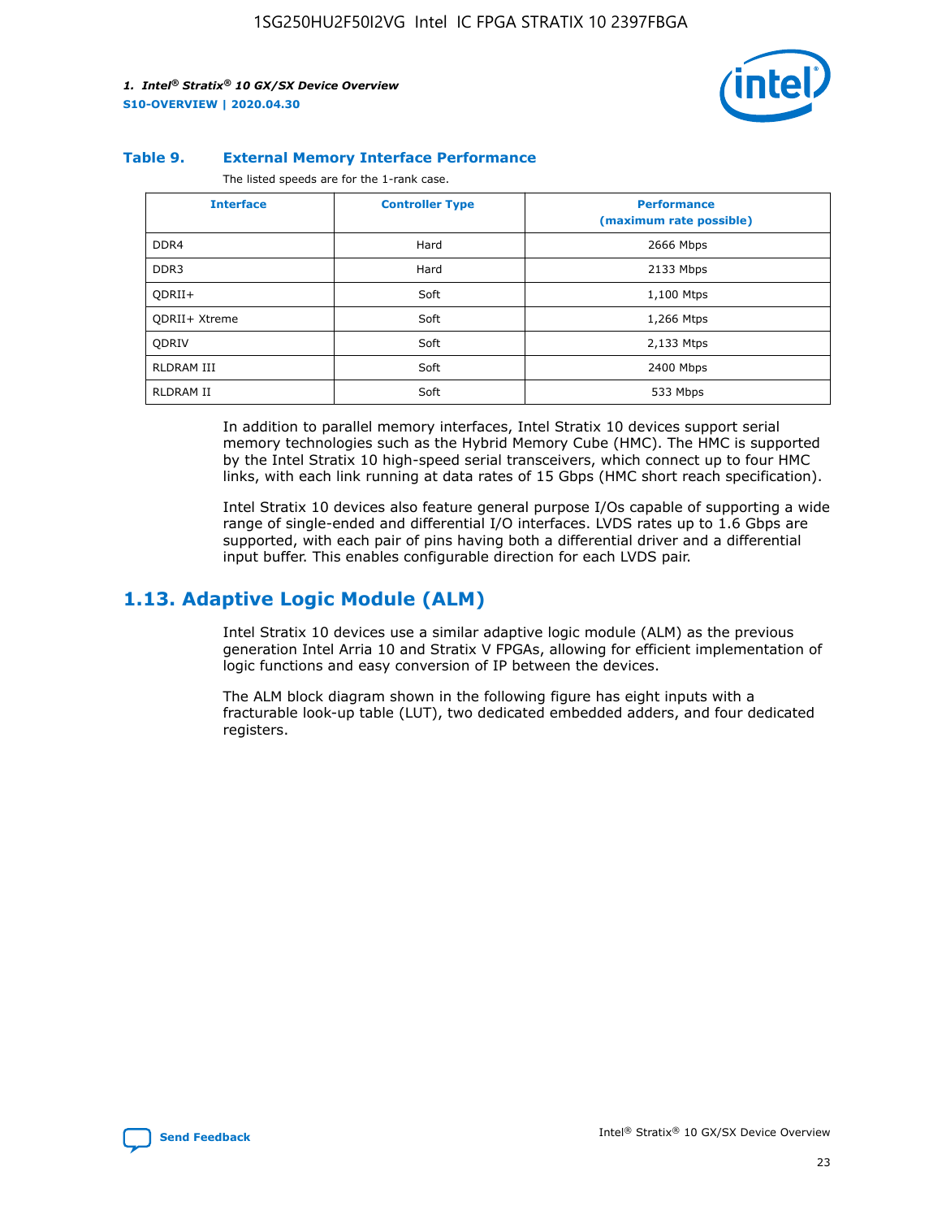**Table 9. External Memory Interface Performance**

The listed speeds are for the 1-rank case.

| Interface | Controller Type | Performance (maximum rate possible) |
| --- | --- | --- |
| DDR4 | Hard | 2666 Mbps |
| DDR3 | Hard | 2133 Mbps |
| QDRII+ | Soft | 1,100 Mtps |
| QDRII+ Xtreme | Soft | 1,266 Mtps |
| QDRIV | Soft | 2,133 Mtps |
| RLDRAM III | Soft | 2400 Mbps |
| RLDRAM II | Soft | 533 Mbps |

In addition to parallel memory interfaces, Intel Stratix 10 devices support serial memory technologies such as the Hybrid Memory Cube (HMC). The HMC is supported by the Intel Stratix 10 high-speed serial transceivers, which connect up to four HMC links, with each link running at data rates of 15 Gbps (HMC short reach specification).

Intel Stratix 10 devices also feature general purpose I/Os capable of supporting a wide range of single-ended and differential I/O interfaces. LVDS rates up to 1.6 Gbps are supported, with each pair of pins having both a differential driver and a differential input buffer. This enables configurable direction for each LVDS pair.

## 1.13. Adaptive Logic Module (ALM)

Intel Stratix 10 devices use a similar adaptive logic module (ALM) as the previous generation Intel Arria 10 and Stratix V FPGAs, allowing for efficient implementation of logic functions and easy conversion of IP between the devices.

The ALM block diagram shown in the following figure has eight inputs with a fracturable look-up table (LUT), two dedicated embedded adders, and four dedicated registers.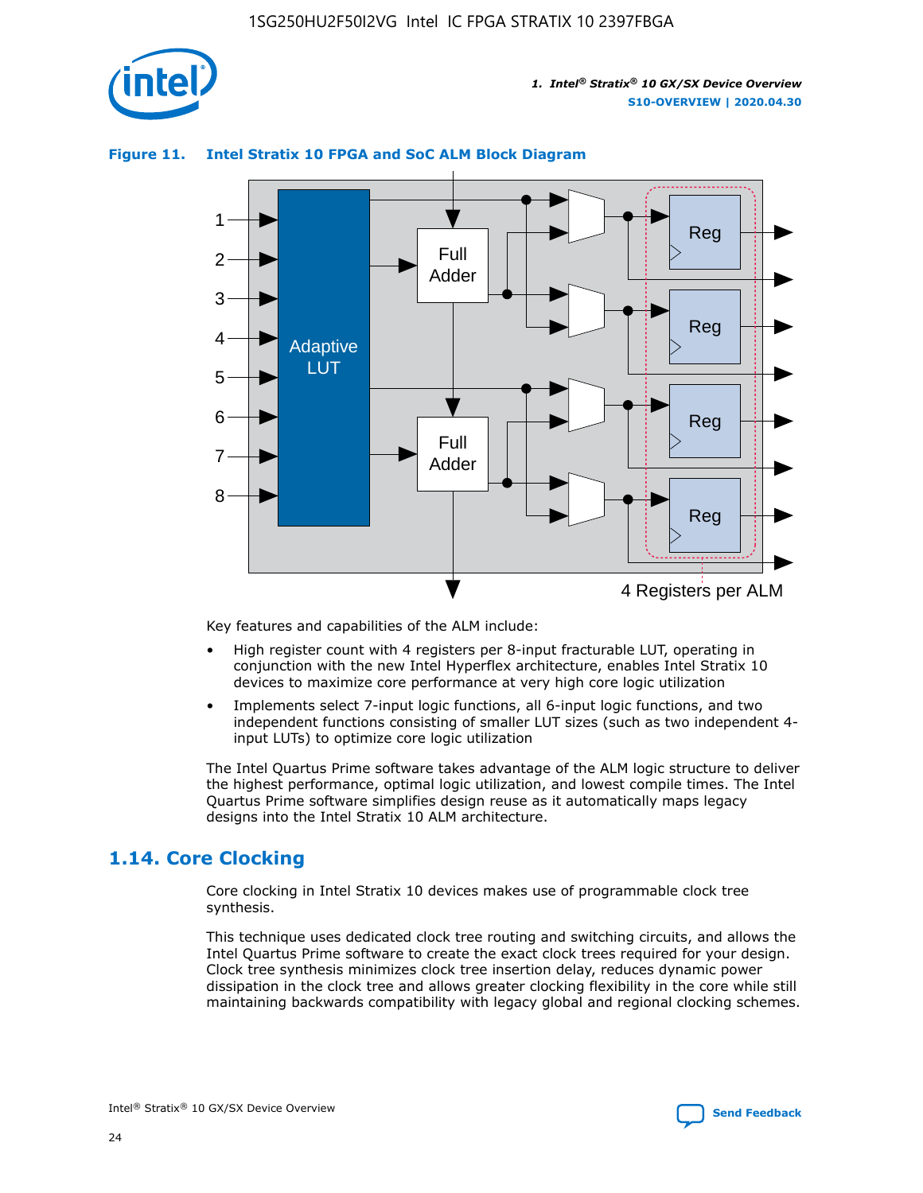**Figure 11. Intel Stratix 10 FPGA and SoC ALM Block Diagram**

Key features and capabilities of the ALM include:

- High register count with 4 registers per 8-input fracturable LUT, operating in conjunction with the new Intel Hyperflex architecture, enables Intel Stratix 10 devices to maximize core performance at very high core logic utilization
- Implements select 7-input logic functions, all 6-input logic functions, and two independent functions consisting of smaller LUT sizes (such as two independent 4-input LUTs) to optimize core logic utilization

The Intel Quartus Prime software takes advantage of the ALM logic structure to deliver the highest performance, optimal logic utilization, and lowest compile times. The Intel Quartus Prime software simplifies design reuse as it automatically maps legacy designs into the Intel Stratix 10 ALM architecture.

## 1.14. Core Clocking

Core clocking in Intel Stratix 10 devices makes use of programmable clock tree synthesis.

This technique uses dedicated clock tree routing and switching circuits, and allows the Intel Quartus Prime software to create the exact clock trees required for your design. Clock tree synthesis minimizes clock tree insertion delay, reduces dynamic power dissipation in the clock tree and allows greater clocking flexibility in the core while still maintaining backwards compatibility with legacy global and regional clocking schemes.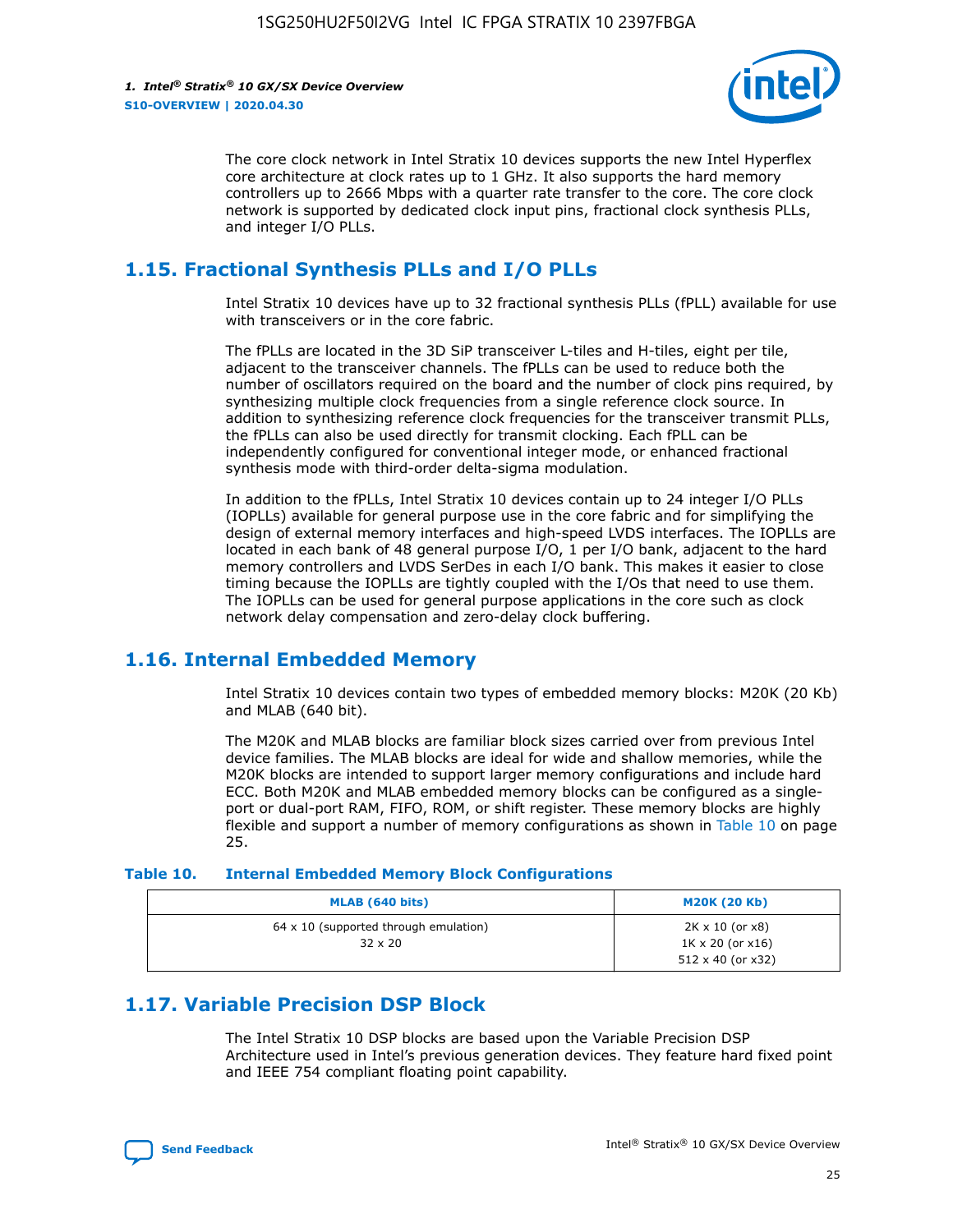The core clock network in Intel Stratix 10 devices supports the new Intel Hyperflex core architecture at clock rates up to 1 GHz. It also supports the hard memory controllers up to 2666 Mbps with a quarter rate transfer to the core. The core clock network is supported by dedicated clock input pins, fractional clock synthesis PLLs, and integer I/O PLLs.

## 1.15. Fractional Synthesis PLLs and I/O PLLs

Intel Stratix 10 devices have up to 32 fractional synthesis PLLs (fPLL) available for use with transceivers or in the core fabric.

The fPLLs are located in the 3D SiP transceiver L-tiles and H-tiles, eight per tile, adjacent to the transceiver channels. The fPLLs can be used to reduce both the number of oscillators required on the board and the number of clock pins required, by synthesizing multiple clock frequencies from a single reference clock source. In addition to synthesizing reference clock frequencies for the transceiver transmit PLLs, the fPLLs can also be used directly for transmit clocking. Each fPLL can be independently configured for conventional integer mode, or enhanced fractional synthesis mode with third-order delta-sigma modulation.

In addition to the fPLLs, Intel Stratix 10 devices contain up to 24 integer I/O PLLs (IOPLLs) available for general purpose use in the core fabric and for simplifying the design of external memory interfaces and high-speed LVDS interfaces. The IOPLLs are located in each bank of 48 general purpose I/O, 1 per I/O bank, adjacent to the hard memory controllers and LVDS SerDes in each I/O bank. This makes it easier to close timing because the IOPLLs are tightly coupled with the I/Os that need to use them. The IOPLLs can be used for general purpose applications in the core such as clock network delay compensation and zero-delay clock buffering.

## 1.16. Internal Embedded Memory

Intel Stratix 10 devices contain two types of embedded memory blocks: M20K (20 Kb) and MLAB (640 bit).

The M20K and MLAB blocks are familiar block sizes carried over from previous Intel device families. The MLAB blocks are ideal for wide and shallow memories, while the M20K blocks are intended to support larger memory configurations and include hard ECC. Both M20K and MLAB embedded memory blocks can be configured as a single-port or dual-port RAM, FIFO, ROM, or shift register. These memory blocks are highly flexible and support a number of memory configurations as shown in Table 10 on page 25.

**Table 10. Internal Embedded Memory Block Configurations**

| MLAB (640 bits) | M20K (20 Kb) |
|---|---|
| 64 x 10 (supported through emulation)<br>32 x 20 | 2K x 10 (or x8)<br>1K x 20 (or x16)<br>512 x 40 (or x32) |

## 1.17. Variable Precision DSP Block

The Intel Stratix 10 DSP blocks are based upon the Variable Precision DSP Architecture used in Intel's previous generation devices. They feature hard fixed point and IEEE 754 compliant floating point capability.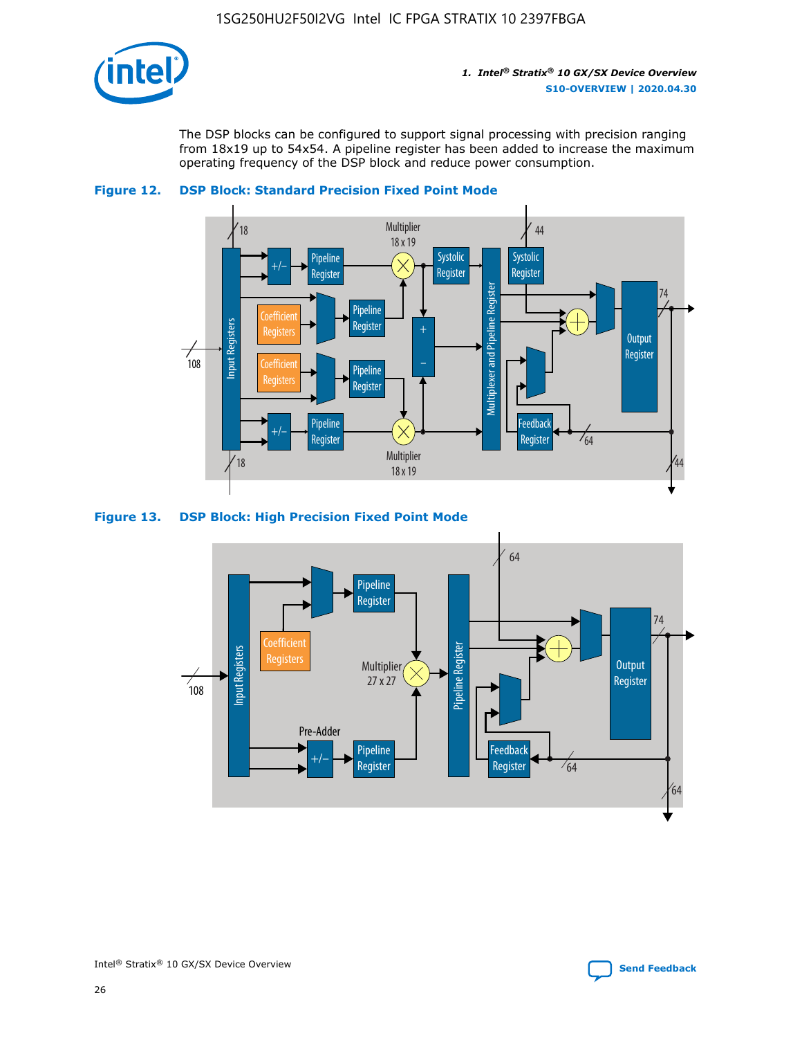The DSP blocks can be configured to support signal processing with precision ranging from 18x19 up to 54x54. A pipeline register has been added to increase the maximum operating frequency of the DSP block and reduce power consumption.

**Figure 12. DSP Block: Standard Precision Fixed Point Mode**

**Figure 13. DSP Block: High Precision Fixed Point Mode**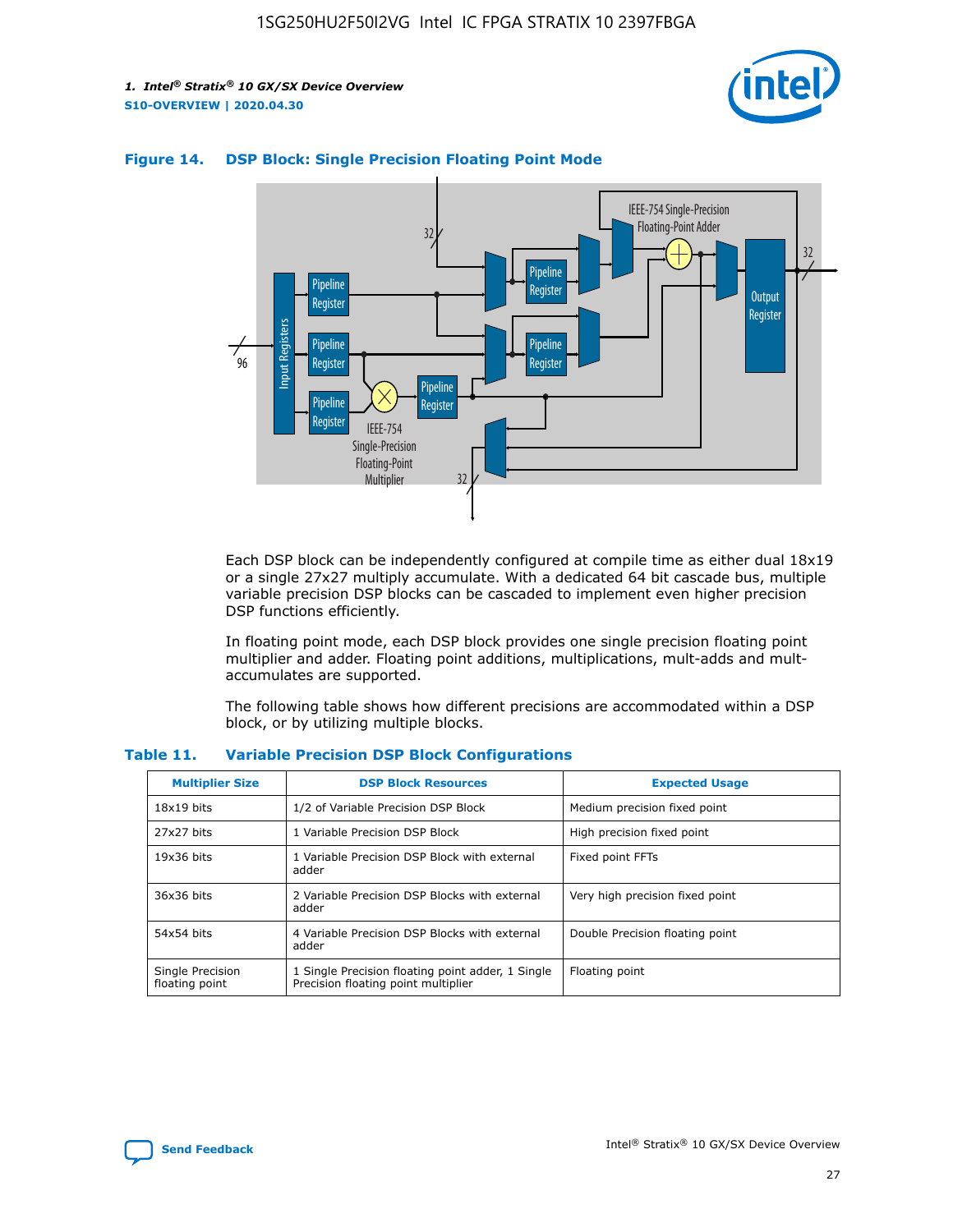**Figure 14. DSP Block: Single Precision Floating Point Mode**

Each DSP block can be independently configured at compile time as either dual 18x19 or a single 27x27 multiply accumulate. With a dedicated 64 bit cascade bus, multiple variable precision DSP blocks can be cascaded to implement even higher precision DSP functions efficiently.

In floating point mode, each DSP block provides one single precision floating point multiplier and adder. Floating point additions, multiplications, mult-adds and mult-accumulates are supported.

The following table shows how different precisions are accommodated within a DSP block, or by utilizing multiple blocks.

**Table 11. Variable Precision DSP Block Configurations**

| Multiplier Size | DSP Block Resources | Expected Usage |
|---|---|---|
| 18x19 bits | 1/2 of Variable Precision DSP Block | Medium precision fixed point |
| 27x27 bits | 1 Variable Precision DSP Block | High precision fixed point |
| 19x36 bits | 1 Variable Precision DSP Block with external adder | Fixed point FFTs |
| 36x36 bits | 2 Variable Precision DSP Blocks with external adder | Very high precision fixed point |
| 54x54 bits | 4 Variable Precision DSP Blocks with external adder | Double Precision floating point |
| Single Precision floating point | 1 Single Precision floating point adder, 1 Single Precision floating point multiplier | Floating point |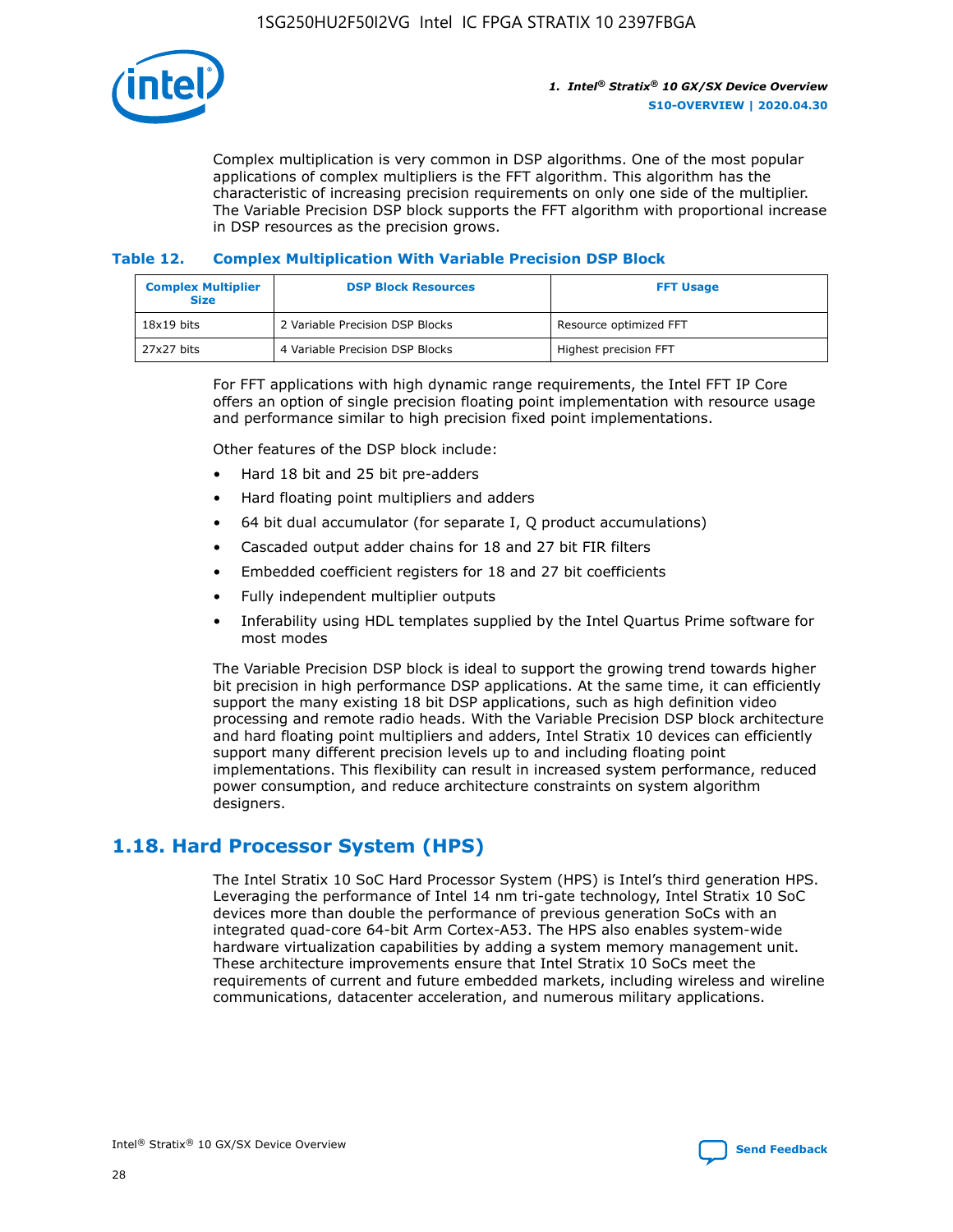Complex multiplication is very common in DSP algorithms. One of the most popular applications of complex multipliers is the FFT algorithm. This algorithm has the characteristic of increasing precision requirements on only one side of the multiplier. The Variable Precision DSP block supports the FFT algorithm with proportional increase in DSP resources as the precision grows.

**Table 12. Complex Multiplication With Variable Precision DSP Block**

| Complex Multiplier Size | DSP Block Resources | FFT Usage |
|---|---|---|
| 18x19 bits | 2 Variable Precision DSP Blocks | Resource optimized FFT |
| 27x27 bits | 4 Variable Precision DSP Blocks | Highest precision FFT |

For FFT applications with high dynamic range requirements, the Intel FFT IP Core offers an option of single precision floating point implementation with resource usage and performance similar to high precision fixed point implementations.

Other features of the DSP block include:

- Hard 18 bit and 25 bit pre-adders
- Hard floating point multipliers and adders
- 64 bit dual accumulator (for separate I, Q product accumulations)
- Cascaded output adder chains for 18 and 27 bit FIR filters
- Embedded coefficient registers for 18 and 27 bit coefficients
- Fully independent multiplier outputs
- Inferability using HDL templates supplied by the Intel Quartus Prime software for most modes

The Variable Precision DSP block is ideal to support the growing trend towards higher bit precision in high performance DSP applications. At the same time, it can efficiently support the many existing 18 bit DSP applications, such as high definition video processing and remote radio heads. With the Variable Precision DSP block architecture and hard floating point multipliers and adders, Intel Stratix 10 devices can efficiently support many different precision levels up to and including floating point implementations. This flexibility can result in increased system performance, reduced power consumption, and reduce architecture constraints on system algorithm designers.

## 1.18. Hard Processor System (HPS)

The Intel Stratix 10 SoC Hard Processor System (HPS) is Intel's third generation HPS. Leveraging the performance of Intel 14 nm tri-gate technology, Intel Stratix 10 SoC devices more than double the performance of previous generation SoCs with an integrated quad-core 64-bit Arm Cortex-A53. The HPS also enables system-wide hardware virtualization capabilities by adding a system memory management unit. These architecture improvements ensure that Intel Stratix 10 SoCs meet the requirements of current and future embedded markets, including wireless and wireline communications, datacenter acceleration, and numerous military applications.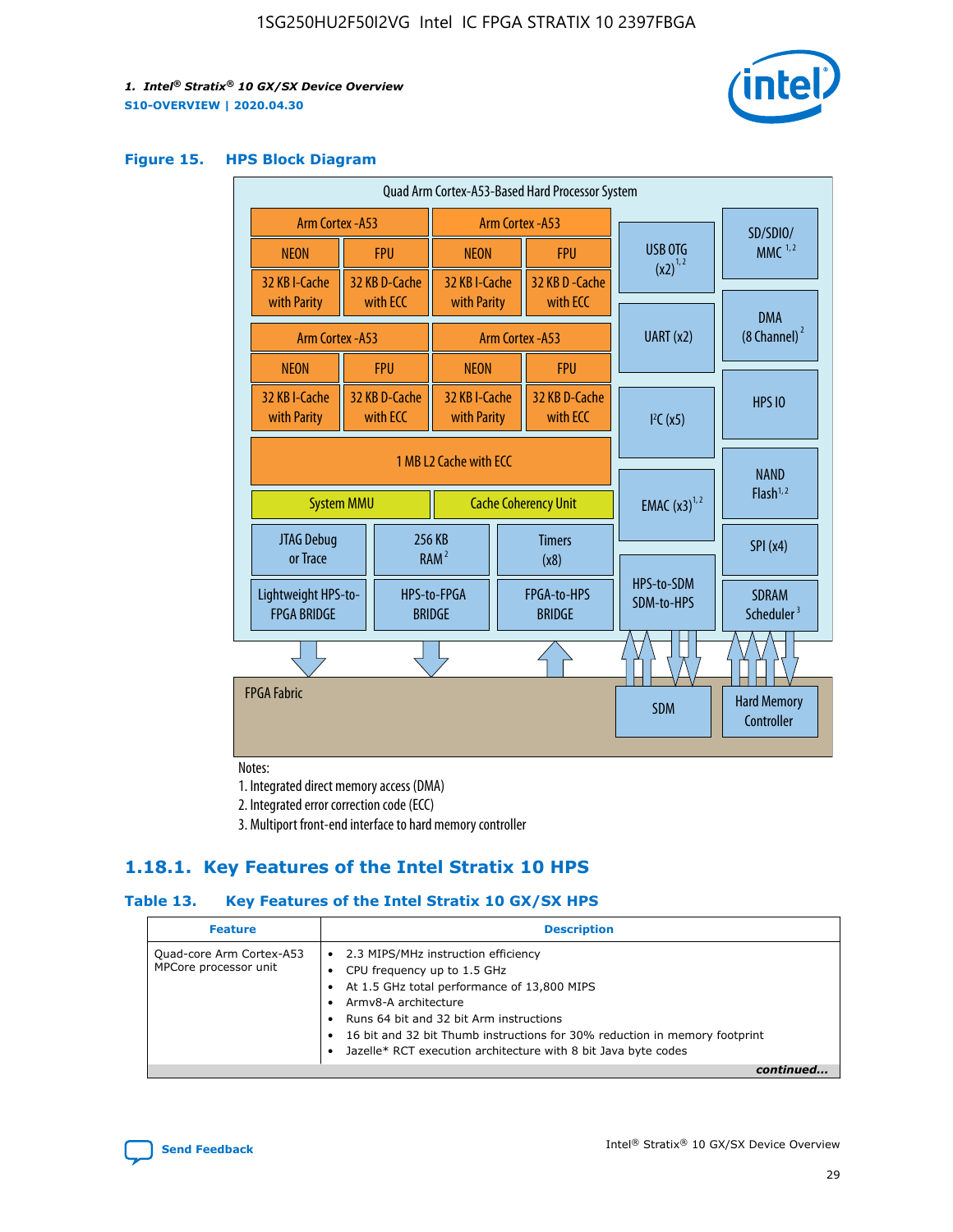#### Figure 15. HPS Block Diagram

Quad Arm Cortex-A53-Based Hard Processor System

| Arm Cortex -A53 | | Arm Cortex -A53 | |
|---|---|---|---|
| NEON | FPU | NEON | FPU |
| 32 KB I-Cache with Parity | 32 KB D-Cache with ECC | 32 KB I-Cache with Parity | 32 KB D -Cache with ECC |
| Arm Cortex -A53 | | Arm Cortex -A53 | |
| NEON | FPU | NEON | FPU |
| 32 KB I-Cache with Parity | 32 KB D-Cache with ECC | 32 KB I-Cache with Parity | 32 KB D-Cache with ECC |

1 MB L2 Cache with ECC

System MMU | Cache Coherency Unit

JTAG Debug or Trace | 256 KB RAM [2] | Timers (x8)

Lightweight HPS-to-FPGA BRIDGE | HPS-to-FPGA BRIDGE | FPGA-to-HPS BRIDGE

USB OTG (x2) [1, 2] | SD/SDIO/MMC [1, 2] | UART (x2) | DMA (8 Channel) [2] | I²C (x5) | HPS IO | NAND Flash [1, 2] | EMAC (x3) [1, 2] | SPI (x4) | HPS-to-SDM SDM-to-HPS | SDRAM Scheduler [3]

FPGA Fabric | SDM | Hard Memory Controller

Notes:
1. Integrated direct memory access (DMA)
2. Integrated error correction code (ECC)
3. Multiport front-end interface to hard memory controller

### 1.18.1. Key Features of the Intel Stratix 10 HPS

#### Table 13. Key Features of the Intel Stratix 10 GX/SX HPS

| Feature | Description |
|---|---|
| Quad-core Arm Cortex-A53 MPCore processor unit | • 2.3 MIPS/MHz instruction efficiency<br>• CPU frequency up to 1.5 GHz<br>• At 1.5 GHz total performance of 13,800 MIPS<br>• Armv8-A architecture<br>• Runs 64 bit and 32 bit Arm instructions<br>• 16 bit and 32 bit Thumb instructions for 30% reduction in memory footprint<br>• Jazelle* RCT execution architecture with 8 bit Java byte codes |

*continued...*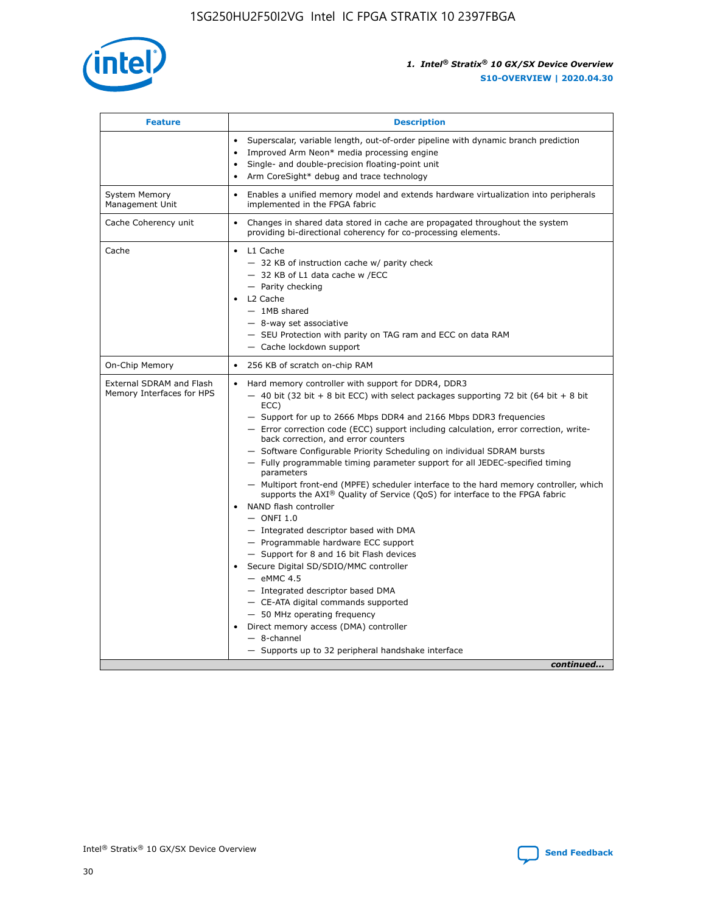| Feature | Description |
| --- | --- |
|  | • Superscalar, variable length, out-of-order pipeline with dynamic branch prediction<br>• Improved Arm Neon* media processing engine<br>• Single- and double-precision floating-point unit<br>• Arm CoreSight* debug and trace technology |
| System Memory Management Unit | • Enables a unified memory model and extends hardware virtualization into peripherals implemented in the FPGA fabric |
| Cache Coherency unit | • Changes in shared data stored in cache are propagated throughout the system providing bi-directional coherency for co-processing elements. |
| Cache | • L1 Cache<br>— 32 KB of instruction cache w/ parity check<br>— 32 KB of L1 data cache w /ECC<br>— Parity checking<br>• L2 Cache<br>— 1MB shared<br>— 8-way set associative<br>— SEU Protection with parity on TAG ram and ECC on data RAM<br>— Cache lockdown support |
| On-Chip Memory | • 256 KB of scratch on-chip RAM |
| External SDRAM and Flash Memory Interfaces for HPS | • Hard memory controller with support for DDR4, DDR3<br>— 40 bit (32 bit + 8 bit ECC) with select packages supporting 72 bit (64 bit + 8 bit ECC)<br>— Support for up to 2666 Mbps DDR4 and 2166 Mbps DDR3 frequencies<br>— Error correction code (ECC) support including calculation, error correction, write-back correction, and error counters<br>— Software Configurable Priority Scheduling on individual SDRAM bursts<br>— Fully programmable timing parameter support for all JEDEC-specified timing parameters<br>— Multiport front-end (MPFE) scheduler interface to the hard memory controller, which supports the AXI® Quality of Service (QoS) for interface to the FPGA fabric<br>• NAND flash controller<br>— ONFI 1.0<br>— Integrated descriptor based with DMA<br>— Programmable hardware ECC support<br>— Support for 8 and 16 bit Flash devices<br>• Secure Digital SD/SDIO/MMC controller<br>— eMMC 4.5<br>— Integrated descriptor based DMA<br>— CE-ATA digital commands supported<br>— 50 MHz operating frequency<br>• Direct memory access (DMA) controller<br>— 8-channel<br>— Supports up to 32 peripheral handshake interface |

*continued...*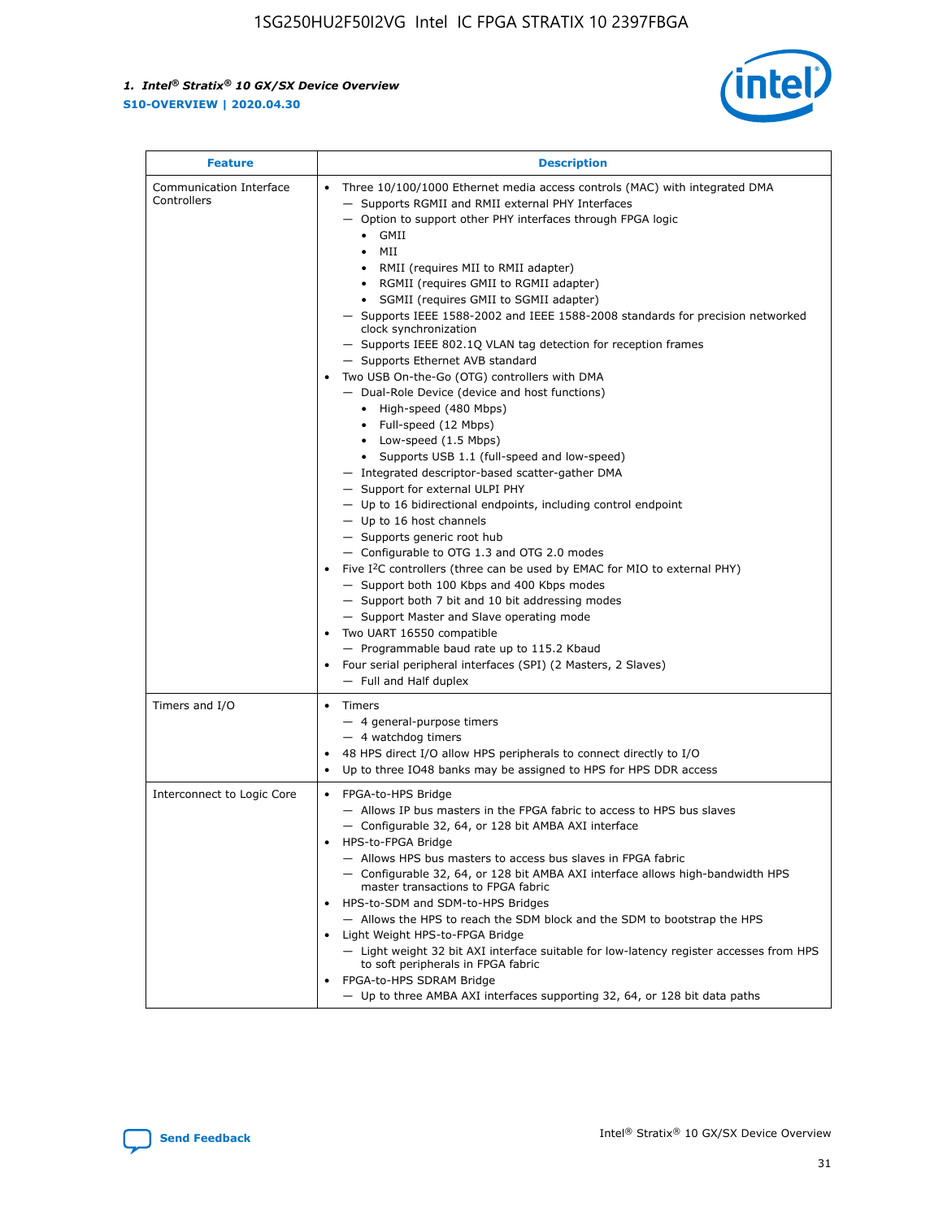| Feature | Description |
| --- | --- |
| Communication Interface Controllers | • Three 10/100/1000 Ethernet media access controls (MAC) with integrated DMA<br>— Supports RGMII and RMII external PHY Interfaces<br>— Option to support other PHY interfaces through FPGA logic<br>• GMII<br>• MII<br>• RMII (requires MII to RMII adapter)<br>• RGMII (requires GMII to RGMII adapter)<br>• SGMII (requires GMII to SGMII adapter)<br>— Supports IEEE 1588-2002 and IEEE 1588-2008 standards for precision networked clock synchronization<br>— Supports IEEE 802.1Q VLAN tag detection for reception frames<br>— Supports Ethernet AVB standard<br>• Two USB On-the-Go (OTG) controllers with DMA<br>— Dual-Role Device (device and host functions)<br>• High-speed (480 Mbps)<br>• Full-speed (12 Mbps)<br>• Low-speed (1.5 Mbps)<br>• Supports USB 1.1 (full-speed and low-speed)<br>— Integrated descriptor-based scatter-gather DMA<br>— Support for external ULPI PHY<br>— Up to 16 bidirectional endpoints, including control endpoint<br>— Up to 16 host channels<br>— Supports generic root hub<br>— Configurable to OTG 1.3 and OTG 2.0 modes<br>• Five I²C controllers (three can be used by EMAC for MIO to external PHY)<br>— Support both 100 Kbps and 400 Kbps modes<br>— Support both 7 bit and 10 bit addressing modes<br>— Support Master and Slave operating mode<br>• Two UART 16550 compatible<br>— Programmable baud rate up to 115.2 Kbaud<br>• Four serial peripheral interfaces (SPI) (2 Masters, 2 Slaves)<br>— Full and Half duplex |
| Timers and I/O | • Timers<br>— 4 general-purpose timers<br>— 4 watchdog timers<br>• 48 HPS direct I/O allow HPS peripherals to connect directly to I/O<br>• Up to three IO48 banks may be assigned to HPS for HPS DDR access |
| Interconnect to Logic Core | • FPGA-to-HPS Bridge<br>— Allows IP bus masters in the FPGA fabric to access to HPS bus slaves<br>— Configurable 32, 64, or 128 bit AMBA AXI interface<br>• HPS-to-FPGA Bridge<br>— Allows HPS bus masters to access bus slaves in FPGA fabric<br>— Configurable 32, 64, or 128 bit AMBA AXI interface allows high-bandwidth HPS master transactions to FPGA fabric<br>• HPS-to-SDM and SDM-to-HPS Bridges<br>— Allows the HPS to reach the SDM block and the SDM to bootstrap the HPS<br>• Light Weight HPS-to-FPGA Bridge<br>— Light weight 32 bit AXI interface suitable for low-latency register accesses from HPS to soft peripherals in FPGA fabric<br>• FPGA-to-HPS SDRAM Bridge<br>— Up to three AMBA AXI interfaces supporting 32, 64, or 128 bit data paths |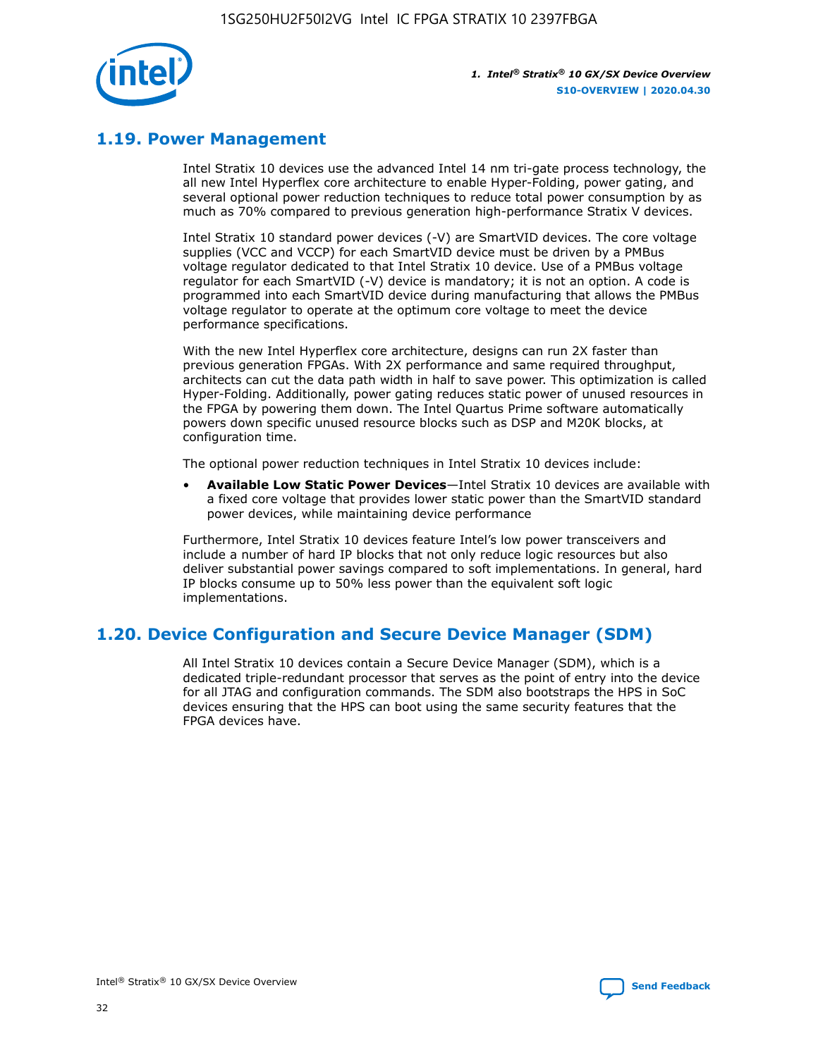## 1.19. Power Management

Intel Stratix 10 devices use the advanced Intel 14 nm tri-gate process technology, the all new Intel Hyperflex core architecture to enable Hyper-Folding, power gating, and several optional power reduction techniques to reduce total power consumption by as much as 70% compared to previous generation high-performance Stratix V devices.

Intel Stratix 10 standard power devices (-V) are SmartVID devices. The core voltage supplies (VCC and VCCP) for each SmartVID device must be driven by a PMBus voltage regulator dedicated to that Intel Stratix 10 device. Use of a PMBus voltage regulator for each SmartVID (-V) device is mandatory; it is not an option. A code is programmed into each SmartVID device during manufacturing that allows the PMBus voltage regulator to operate at the optimum core voltage to meet the device performance specifications.

With the new Intel Hyperflex core architecture, designs can run 2X faster than previous generation FPGAs. With 2X performance and same required throughput, architects can cut the data path width in half to save power. This optimization is called Hyper-Folding. Additionally, power gating reduces static power of unused resources in the FPGA by powering them down. The Intel Quartus Prime software automatically powers down specific unused resource blocks such as DSP and M20K blocks, at configuration time.

The optional power reduction techniques in Intel Stratix 10 devices include:

- **Available Low Static Power Devices**—Intel Stratix 10 devices are available with a fixed core voltage that provides lower static power than the SmartVID standard power devices, while maintaining device performance

Furthermore, Intel Stratix 10 devices feature Intel's low power transceivers and include a number of hard IP blocks that not only reduce logic resources but also deliver substantial power savings compared to soft implementations. In general, hard IP blocks consume up to 50% less power than the equivalent soft logic implementations.

## 1.20. Device Configuration and Secure Device Manager (SDM)

All Intel Stratix 10 devices contain a Secure Device Manager (SDM), which is a dedicated triple-redundant processor that serves as the point of entry into the device for all JTAG and configuration commands. The SDM also bootstraps the HPS in SoC devices ensuring that the HPS can boot using the same security features that the FPGA devices have.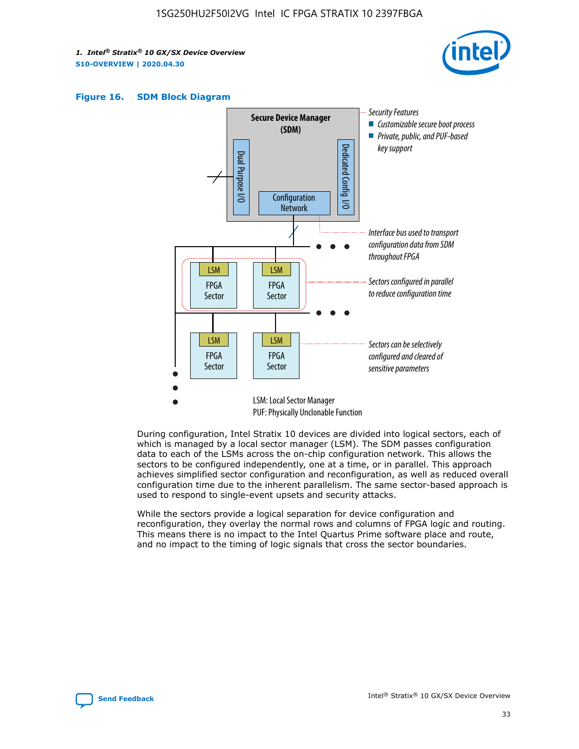**Figure 16. SDM Block Diagram**

Secure Device Manager (SDM)

Dual Purpose I/O

Dedicated Config I/O

Configuration Network

Security Features
- Customizable secure boot process
- Private, public, and PUF-based key support

Interface bus used to transport configuration data from SDM throughout FPGA

LSM FPGA Sector

Sectors configured in parallel to reduce configuration time

Sectors can be selectively configured and cleared of sensitive parameters

LSM: Local Sector Manager
PUF: Physically Unclonable Function

During configuration, Intel Stratix 10 devices are divided into logical sectors, each of which is managed by a local sector manager (LSM). The SDM passes configuration data to each of the LSMs across the on-chip configuration network. This allows the sectors to be configured independently, one at a time, or in parallel. This approach achieves simplified sector configuration and reconfiguration, as well as reduced overall configuration time due to the inherent parallelism. The same sector-based approach is used to respond to single-event upsets and security attacks.

While the sectors provide a logical separation for device configuration and reconfiguration, they overlay the normal rows and columns of FPGA logic and routing. This means there is no impact to the Intel Quartus Prime software place and route, and no impact to the timing of logic signals that cross the sector boundaries.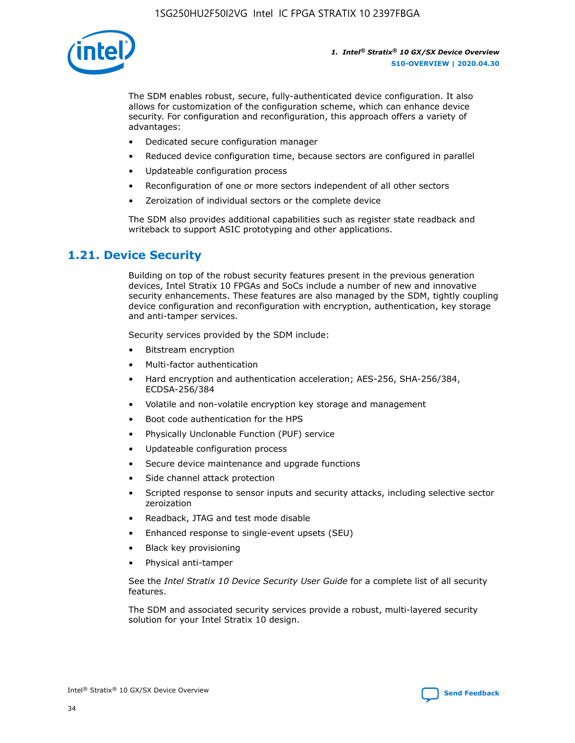The SDM enables robust, secure, fully-authenticated device configuration. It also allows for customization of the configuration scheme, which can enhance device security. For configuration and reconfiguration, this approach offers a variety of advantages:

- Dedicated secure configuration manager
- Reduced device configuration time, because sectors are configured in parallel
- Updateable configuration process
- Reconfiguration of one or more sectors independent of all other sectors
- Zeroization of individual sectors or the complete device

The SDM also provides additional capabilities such as register state readback and writeback to support ASIC prototyping and other applications.

## 1.21. Device Security

Building on top of the robust security features present in the previous generation devices, Intel Stratix 10 FPGAs and SoCs include a number of new and innovative security enhancements. These features are also managed by the SDM, tightly coupling device configuration and reconfiguration with encryption, authentication, key storage and anti-tamper services.

Security services provided by the SDM include:

- Bitstream encryption
- Multi-factor authentication
- Hard encryption and authentication acceleration; AES-256, SHA-256/384, ECDSA-256/384
- Volatile and non-volatile encryption key storage and management
- Boot code authentication for the HPS
- Physically Unclonable Function (PUF) service
- Updateable configuration process
- Secure device maintenance and upgrade functions
- Side channel attack protection
- Scripted response to sensor inputs and security attacks, including selective sector zeroization
- Readback, JTAG and test mode disable
- Enhanced response to single-event upsets (SEU)
- Black key provisioning
- Physical anti-tamper

See the *Intel Stratix 10 Device Security User Guide* for a complete list of all security features.

The SDM and associated security services provide a robust, multi-layered security solution for your Intel Stratix 10 design.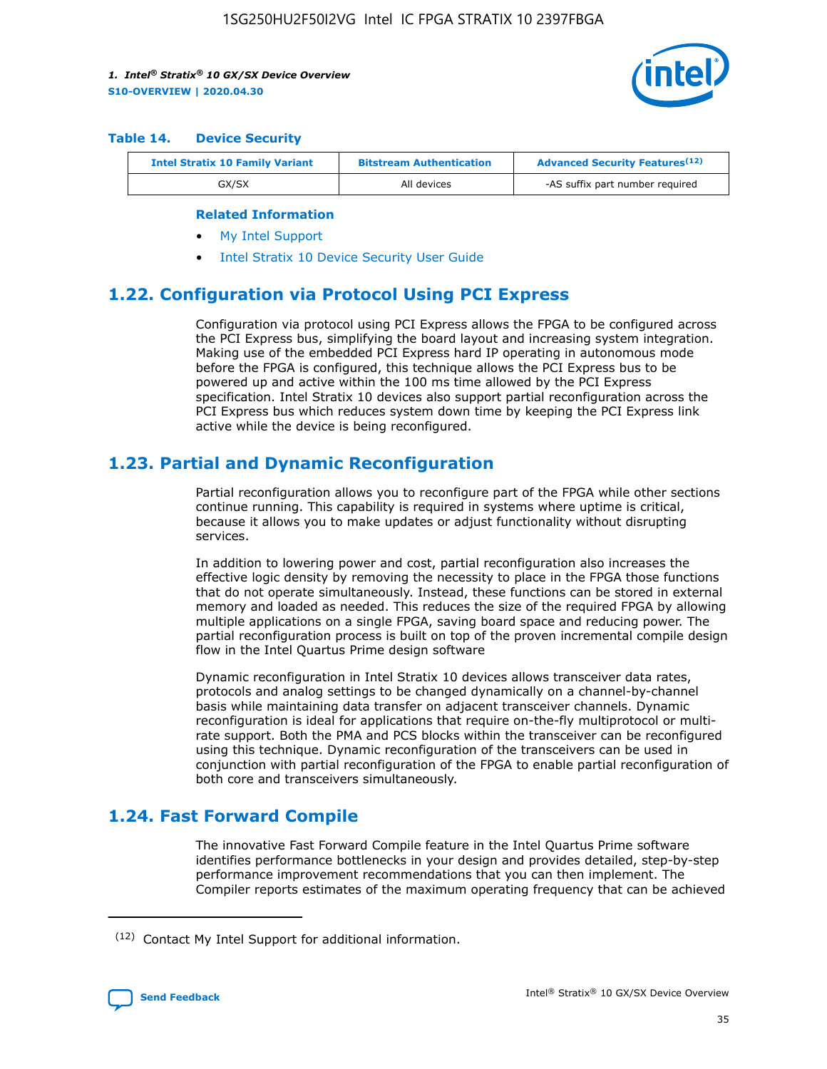**Table 14. Device Security**

| Intel Stratix 10 Family Variant | Bitstream Authentication | Advanced Security Features[12] |
| --- | --- | --- |
| GX/SX | All devices | -AS suffix part number required |

**Related Information**

- My Intel Support
- Intel Stratix 10 Device Security User Guide

## 1.22. Configuration via Protocol Using PCI Express

Configuration via protocol using PCI Express allows the FPGA to be configured across the PCI Express bus, simplifying the board layout and increasing system integration. Making use of the embedded PCI Express hard IP operating in autonomous mode before the FPGA is configured, this technique allows the PCI Express bus to be powered up and active within the 100 ms time allowed by the PCI Express specification. Intel Stratix 10 devices also support partial reconfiguration across the PCI Express bus which reduces system down time by keeping the PCI Express link active while the device is being reconfigured.

## 1.23. Partial and Dynamic Reconfiguration

Partial reconfiguration allows you to reconfigure part of the FPGA while other sections continue running. This capability is required in systems where uptime is critical, because it allows you to make updates or adjust functionality without disrupting services.

In addition to lowering power and cost, partial reconfiguration also increases the effective logic density by removing the necessity to place in the FPGA those functions that do not operate simultaneously. Instead, these functions can be stored in external memory and loaded as needed. This reduces the size of the required FPGA by allowing multiple applications on a single FPGA, saving board space and reducing power. The partial reconfiguration process is built on top of the proven incremental compile design flow in the Intel Quartus Prime design software

Dynamic reconfiguration in Intel Stratix 10 devices allows transceiver data rates, protocols and analog settings to be changed dynamically on a channel-by-channel basis while maintaining data transfer on adjacent transceiver channels. Dynamic reconfiguration is ideal for applications that require on-the-fly multiprotocol or multi-rate support. Both the PMA and PCS blocks within the transceiver can be reconfigured using this technique. Dynamic reconfiguration of the transceivers can be used in conjunction with partial reconfiguration of the FPGA to enable partial reconfiguration of both core and transceivers simultaneously.

## 1.24. Fast Forward Compile

The innovative Fast Forward Compile feature in the Intel Quartus Prime software identifies performance bottlenecks in your design and provides detailed, step-by-step performance improvement recommendations that you can then implement. The Compiler reports estimates of the maximum operating frequency that can be achieved

(12) Contact My Intel Support for additional information.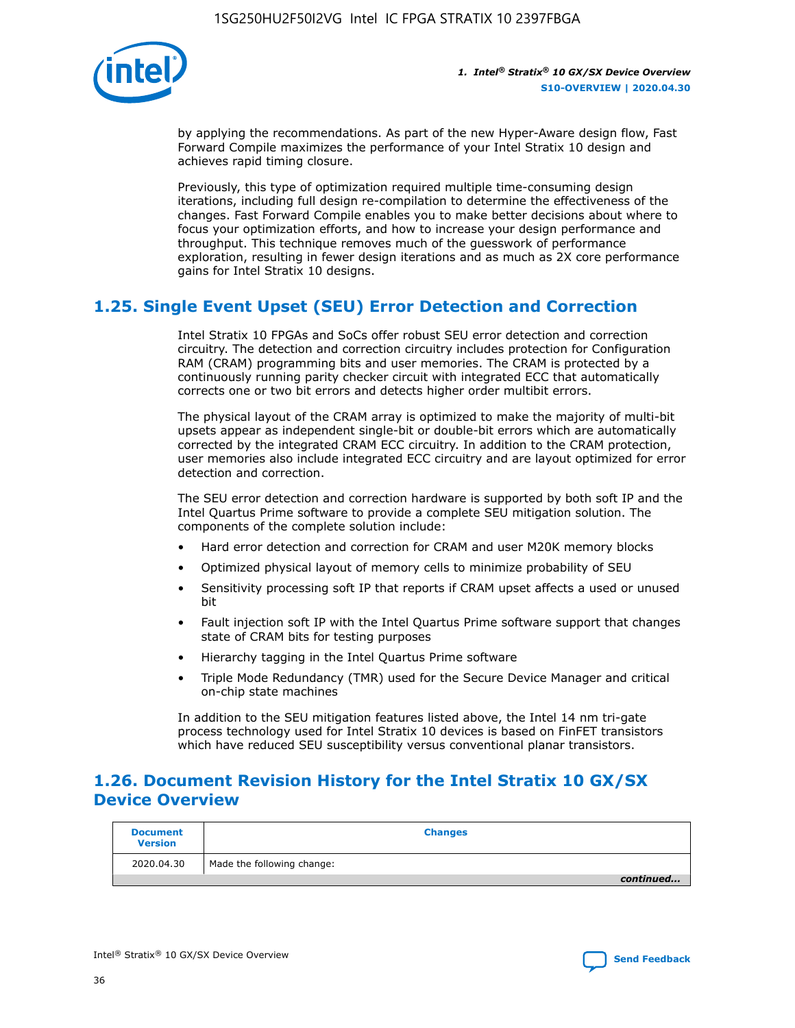by applying the recommendations. As part of the new Hyper-Aware design flow, Fast Forward Compile maximizes the performance of your Intel Stratix 10 design and achieves rapid timing closure.

Previously, this type of optimization required multiple time-consuming design iterations, including full design re-compilation to determine the effectiveness of the changes. Fast Forward Compile enables you to make better decisions about where to focus your optimization efforts, and how to increase your design performance and throughput. This technique removes much of the guesswork of performance exploration, resulting in fewer design iterations and as much as 2X core performance gains for Intel Stratix 10 designs.

## 1.25. Single Event Upset (SEU) Error Detection and Correction

Intel Stratix 10 FPGAs and SoCs offer robust SEU error detection and correction circuitry. The detection and correction circuitry includes protection for Configuration RAM (CRAM) programming bits and user memories. The CRAM is protected by a continuously running parity checker circuit with integrated ECC that automatically corrects one or two bit errors and detects higher order multibit errors.

The physical layout of the CRAM array is optimized to make the majority of multi-bit upsets appear as independent single-bit or double-bit errors which are automatically corrected by the integrated CRAM ECC circuitry. In addition to the CRAM protection, user memories also include integrated ECC circuitry and are layout optimized for error detection and correction.

The SEU error detection and correction hardware is supported by both soft IP and the Intel Quartus Prime software to provide a complete SEU mitigation solution. The components of the complete solution include:

- Hard error detection and correction for CRAM and user M20K memory blocks
- Optimized physical layout of memory cells to minimize probability of SEU
- Sensitivity processing soft IP that reports if CRAM upset affects a used or unused bit
- Fault injection soft IP with the Intel Quartus Prime software support that changes state of CRAM bits for testing purposes
- Hierarchy tagging in the Intel Quartus Prime software
- Triple Mode Redundancy (TMR) used for the Secure Device Manager and critical on-chip state machines

In addition to the SEU mitigation features listed above, the Intel 14 nm tri-gate process technology used for Intel Stratix 10 devices is based on FinFET transistors which have reduced SEU susceptibility versus conventional planar transistors.

## 1.26. Document Revision History for the Intel Stratix 10 GX/SX Device Overview

| Document Version | Changes |
| --- | --- |
| 2020.04.30 | Made the following change: |

*continued...*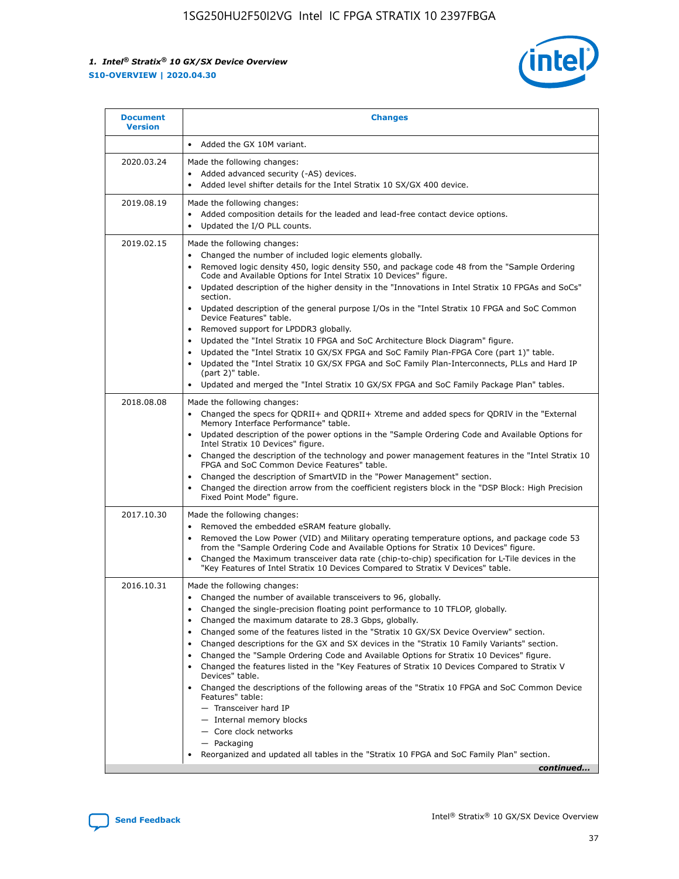| Document Version | Changes |
| --- | --- |
| | • Added the GX 10M variant. |
| 2020.03.24 | Made the following changes:<br>• Added advanced security (-AS) devices.<br>• Added level shifter details for the Intel Stratix 10 SX/GX 400 device. |
| 2019.08.19 | Made the following changes:<br>• Added composition details for the leaded and lead-free contact device options.<br>• Updated the I/O PLL counts. |
| 2019.02.15 | Made the following changes:<br>• Changed the number of included logic elements globally.<br>• Removed logic density 450, logic density 550, and package code 48 from the "Sample Ordering Code and Available Options for Intel Stratix 10 Devices" figure.<br>• Updated description of the higher density in the "Innovations in Intel Stratix 10 FPGAs and SoCs" section.<br>• Updated description of the general purpose I/Os in the "Intel Stratix 10 FPGA and SoC Common Device Features" table.<br>• Removed support for LPDDR3 globally.<br>• Updated the "Intel Stratix 10 FPGA and SoC Architecture Block Diagram" figure.<br>• Updated the "Intel Stratix 10 GX/SX FPGA and SoC Family Plan-FPGA Core (part 1)" table.<br>• Updated the "Intel Stratix 10 GX/SX FPGA and SoC Family Plan-Interconnects, PLLs and Hard IP (part 2)" table.<br>• Updated and merged the "Intel Stratix 10 GX/SX FPGA and SoC Family Package Plan" tables. |
| 2018.08.08 | Made the following changes:<br>• Changed the specs for QDRII+ and QDRII+ Xtreme and added specs for QDRIV in the "External Memory Interface Performance" table.<br>• Updated description of the power options in the "Sample Ordering Code and Available Options for Intel Stratix 10 Devices" figure.<br>• Changed the description of the technology and power management features in the "Intel Stratix 10 FPGA and SoC Common Device Features" table.<br>• Changed the description of SmartVID in the "Power Management" section.<br>• Changed the direction arrow from the coefficient registers block in the "DSP Block: High Precision Fixed Point Mode" figure. |
| 2017.10.30 | Made the following changes:<br>• Removed the embedded eSRAM feature globally.<br>• Removed the Low Power (VID) and Military operating temperature options, and package code 53 from the "Sample Ordering Code and Available Options for Stratix 10 Devices" figure.<br>• Changed the Maximum transceiver data rate (chip-to-chip) specification for L-Tile devices in the "Key Features of Intel Stratix 10 Devices Compared to Stratix V Devices" table. |
| 2016.10.31 | Made the following changes:<br>• Changed the number of available transceivers to 96, globally.<br>• Changed the single-precision floating point performance to 10 TFLOP, globally.<br>• Changed the maximum datarate to 28.3 Gbps, globally.<br>• Changed some of the features listed in the "Stratix 10 GX/SX Device Overview" section.<br>• Changed descriptions for the GX and SX devices in the "Stratix 10 Family Variants" section.<br>• Changed the "Sample Ordering Code and Available Options for Stratix 10 Devices" figure.<br>• Changed the features listed in the "Key Features of Stratix 10 Devices Compared to Stratix V Devices" table.<br>• Changed the descriptions of the following areas of the "Stratix 10 FPGA and SoC Common Device Features" table:<br>  — Transceiver hard IP<br>  — Internal memory blocks<br>  — Core clock networks<br>  — Packaging<br>• Reorganized and updated all tables in the "Stratix 10 FPGA and SoC Family Plan" section. |

*continued...*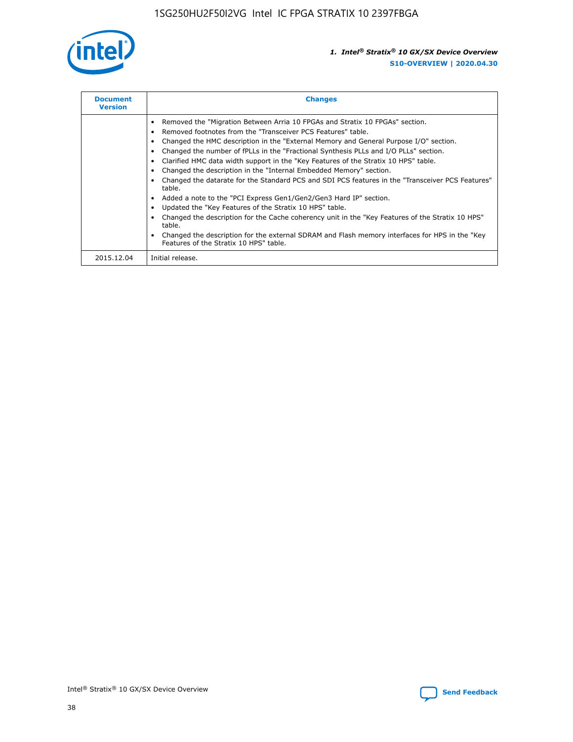| Document Version | Changes |
| --- | --- |
| | • Removed the "Migration Between Arria 10 FPGAs and Stratix 10 FPGAs" section.<br>• Removed footnotes from the "Transceiver PCS Features" table.<br>• Changed the HMC description in the "External Memory and General Purpose I/O" section.<br>• Changed the number of fPLLs in the "Fractional Synthesis PLLs and I/O PLLs" section.<br>• Clarified HMC data width support in the "Key Features of the Stratix 10 HPS" table.<br>• Changed the description in the "Internal Embedded Memory" section.<br>• Changed the datarate for the Standard PCS and SDI PCS features in the "Transceiver PCS Features" table.<br>• Added a note to the "PCI Express Gen1/Gen2/Gen3 Hard IP" section.<br>• Updated the "Key Features of the Stratix 10 HPS" table.<br>• Changed the description for the Cache coherency unit in the "Key Features of the Stratix 10 HPS" table.<br>• Changed the description for the external SDRAM and Flash memory interfaces for HPS in the "Key Features of the Stratix 10 HPS" table. |
| 2015.12.04 | Initial release. |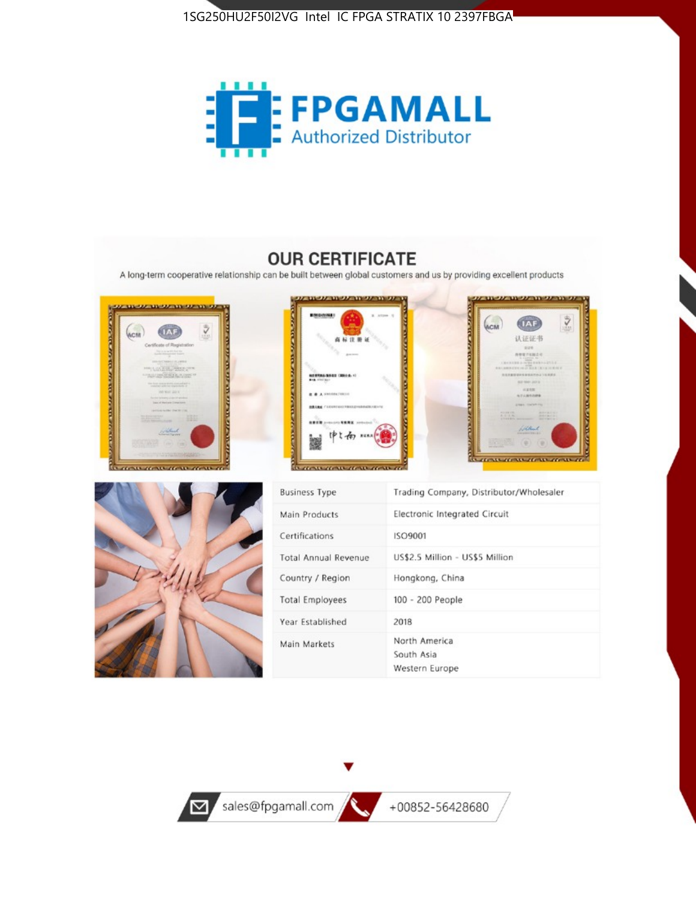# FPGAMALL

Authorized Distributor

## OUR CERTIFICATE

A long-term cooperative relationship can be built between global customers and us by providing excellent products

| | |
|---|---|
| Business Type | Trading Company, Distributor/Wholesaler |
| Main Products | Electronic Integrated Circuit |
| Certifications | ISO9001 |
| Total Annual Revenue | US$2.5 Million - US$5 Million |
| Country / Region | Hongkong, China |
| Total Employees | 100 - 200 People |
| Year Established | 2018 |
| Main Markets | North America<br>South Asia<br>Western Europe |

sales@fpgamall.com

+00852-56428680